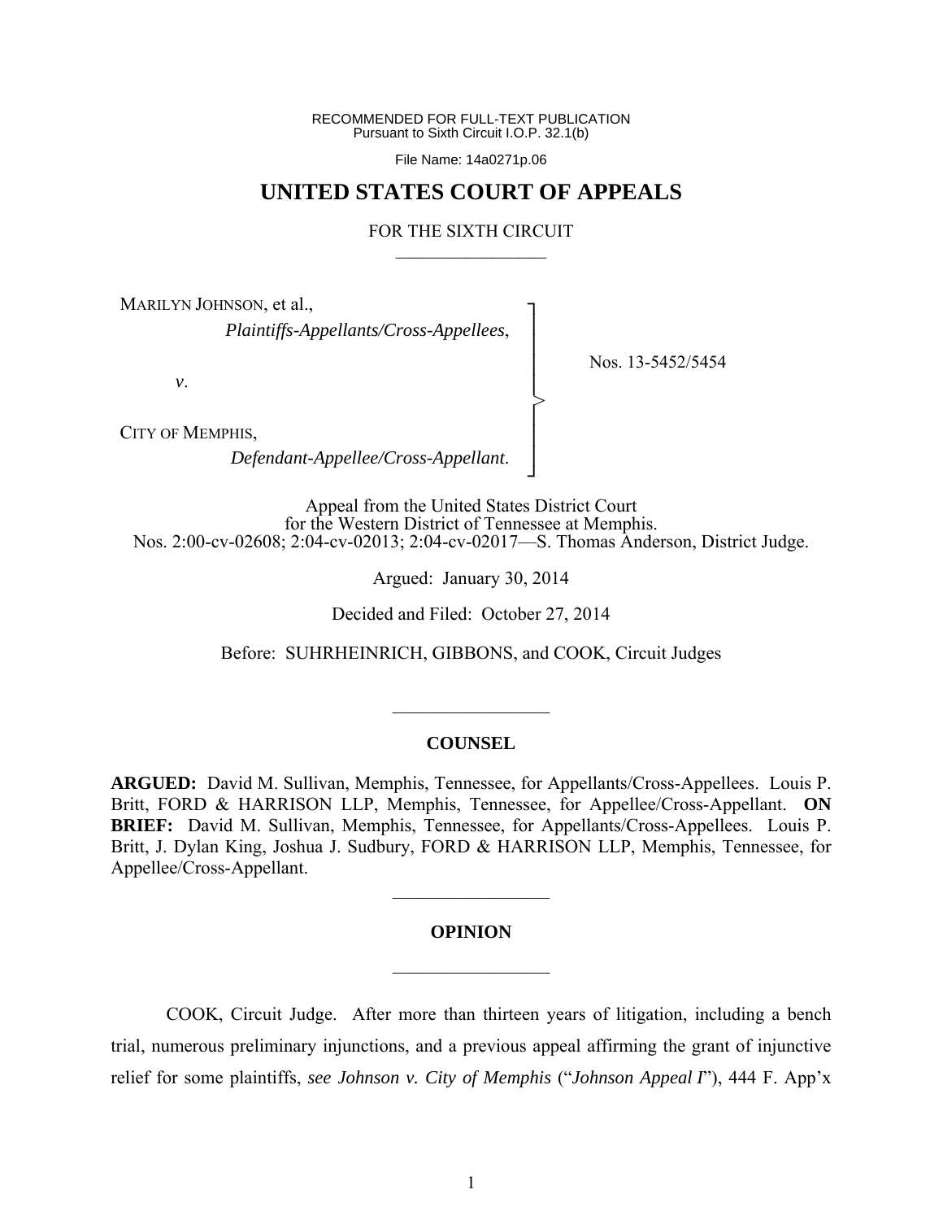RECOMMENDED FOR FULL-TEXT PUBLICATION
Pursuant to Sixth Circuit I.O.P. 32.1(b)

File Name: 14a0271p.06

# UNITED STATES COURT OF APPEALS

FOR THE SIXTH CIRCUIT

---

MARILYN JOHNSON, et al.,
*Plaintiffs-Appellants/Cross-Appellees*,

*v*.

CITY OF MEMPHIS,
*Defendant-Appellee/Cross-Appellant*.

Nos. 13-5452/5454

Appeal from the United States District Court
for the Western District of Tennessee at Memphis.
Nos. 2:00-cv-02608; 2:04-cv-02013; 2:04-cv-02017—S. Thomas Anderson, District Judge.

Argued: January 30, 2014

Decided and Filed: October 27, 2014

Before: SUHRHEINRICH, GIBBONS, and COOK, Circuit Judges

---

**COUNSEL**

**ARGUED:** David M. Sullivan, Memphis, Tennessee, for Appellants/Cross-Appellees. Louis P. Britt, FORD & HARRISON LLP, Memphis, Tennessee, for Appellee/Cross-Appellant. **ON BRIEF:** David M. Sullivan, Memphis, Tennessee, for Appellants/Cross-Appellees. Louis P. Britt, J. Dylan King, Joshua J. Sudbury, FORD & HARRISON LLP, Memphis, Tennessee, for Appellee/Cross-Appellant.

---

**OPINION**

---

COOK, Circuit Judge. After more than thirteen years of litigation, including a bench trial, numerous preliminary injunctions, and a previous appeal affirming the grant of injunctive relief for some plaintiffs, *see Johnson v. City of Memphis* ("*Johnson Appeal I*"), 444 F. App'x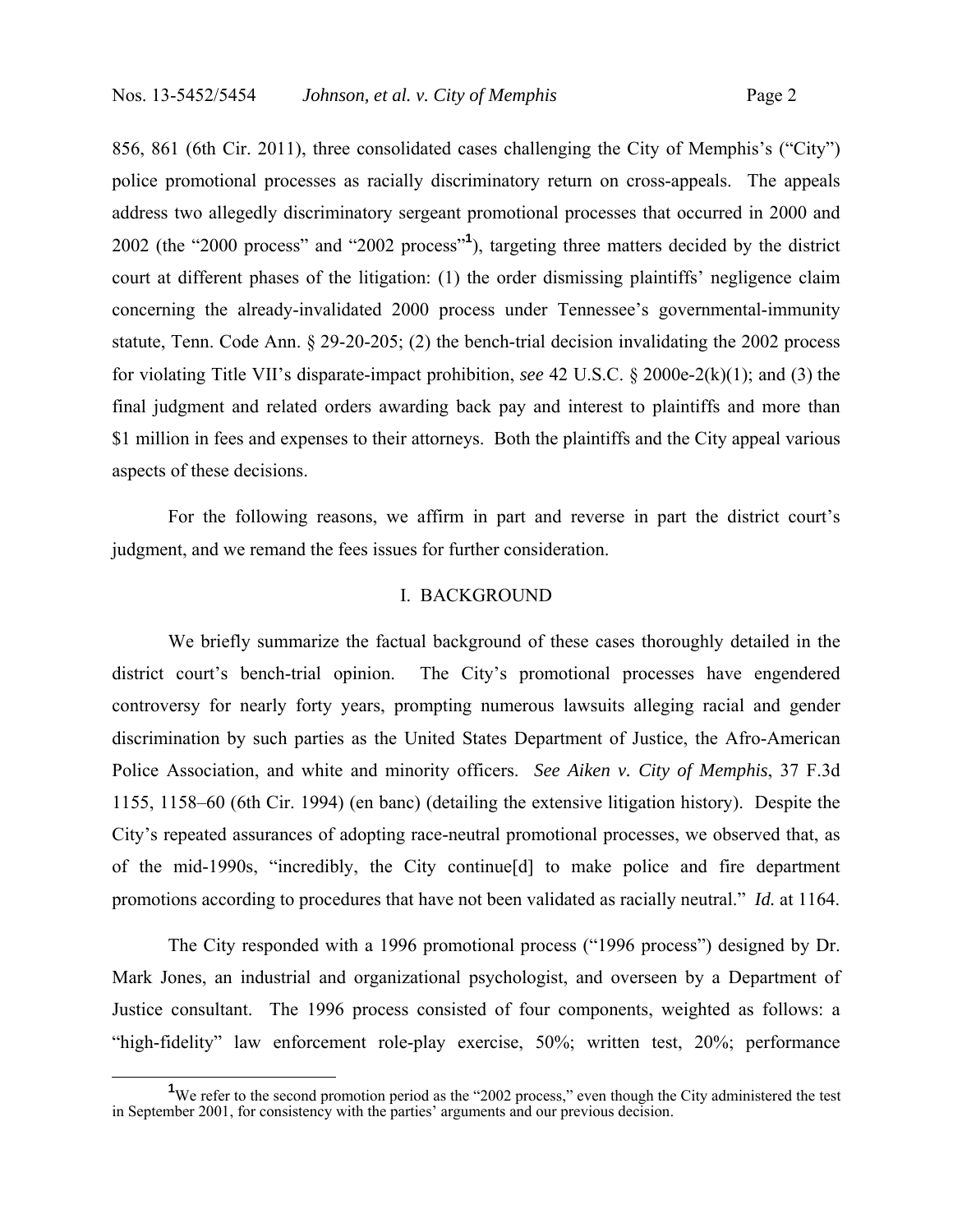856, 861 (6th Cir. 2011), three consolidated cases challenging the City of Memphis's ("City") police promotional processes as racially discriminatory return on cross-appeals. The appeals address two allegedly discriminatory sergeant promotional processes that occurred in 2000 and 2002 (the "2000 process" and "2002 process"[1]), targeting three matters decided by the district court at different phases of the litigation: (1) the order dismissing plaintiffs' negligence claim concerning the already-invalidated 2000 process under Tennessee's governmental-immunity statute, Tenn. Code Ann. § 29-20-205; (2) the bench-trial decision invalidating the 2002 process for violating Title VII's disparate-impact prohibition, *see* 42 U.S.C. § 2000e-2(k)(1); and (3) the final judgment and related orders awarding back pay and interest to plaintiffs and more than $1 million in fees and expenses to their attorneys. Both the plaintiffs and the City appeal various aspects of these decisions.

For the following reasons, we affirm in part and reverse in part the district court's judgment, and we remand the fees issues for further consideration.

## I. BACKGROUND

We briefly summarize the factual background of these cases thoroughly detailed in the district court's bench-trial opinion. The City's promotional processes have engendered controversy for nearly forty years, prompting numerous lawsuits alleging racial and gender discrimination by such parties as the United States Department of Justice, the Afro-American Police Association, and white and minority officers. *See Aiken v. City of Memphis*, 37 F.3d 1155, 1158–60 (6th Cir. 1994) (en banc) (detailing the extensive litigation history). Despite the City's repeated assurances of adopting race-neutral promotional processes, we observed that, as of the mid-1990s, "incredibly, the City continue[d] to make police and fire department promotions according to procedures that have not been validated as racially neutral." *Id.* at 1164.

The City responded with a 1996 promotional process ("1996 process") designed by Dr. Mark Jones, an industrial and organizational psychologist, and overseen by a Department of Justice consultant. The 1996 process consisted of four components, weighted as follows: a "high-fidelity" law enforcement role-play exercise, 50%; written test, 20%; performance

[1] We refer to the second promotion period as the "2002 process," even though the City administered the test in September 2001, for consistency with the parties' arguments and our previous decision.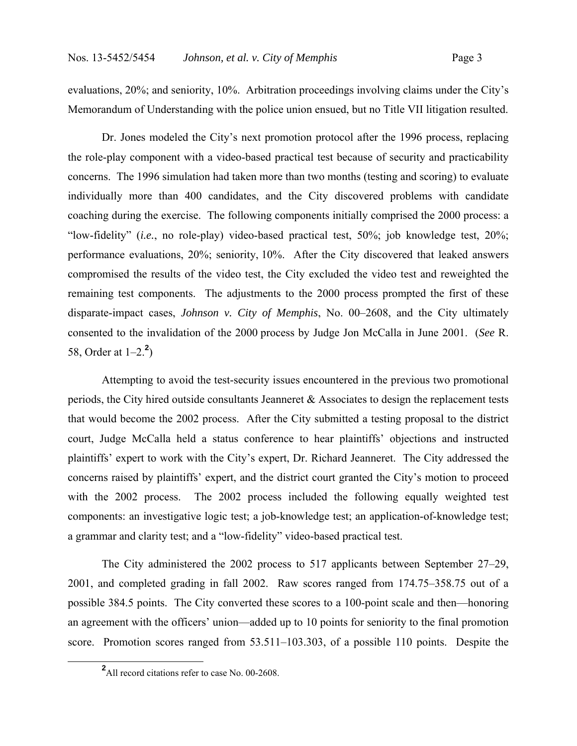evaluations, 20%; and seniority, 10%. Arbitration proceedings involving claims under the City's Memorandum of Understanding with the police union ensued, but no Title VII litigation resulted.

Dr. Jones modeled the City's next promotion protocol after the 1996 process, replacing the role-play component with a video-based practical test because of security and practicability concerns. The 1996 simulation had taken more than two months (testing and scoring) to evaluate individually more than 400 candidates, and the City discovered problems with candidate coaching during the exercise. The following components initially comprised the 2000 process: a "low-fidelity" (*i.e.*, no role-play) video-based practical test, 50%; job knowledge test, 20%; performance evaluations, 20%; seniority, 10%. After the City discovered that leaked answers compromised the results of the video test, the City excluded the video test and reweighted the remaining test components. The adjustments to the 2000 process prompted the first of these disparate-impact cases, *Johnson v. City of Memphis*, No. 00–2608, and the City ultimately consented to the invalidation of the 2000 process by Judge Jon McCalla in June 2001. (*See* R. 58, Order at 1–2.[2])

Attempting to avoid the test-security issues encountered in the previous two promotional periods, the City hired outside consultants Jeanneret & Associates to design the replacement tests that would become the 2002 process. After the City submitted a testing proposal to the district court, Judge McCalla held a status conference to hear plaintiffs' objections and instructed plaintiffs' expert to work with the City's expert, Dr. Richard Jeanneret. The City addressed the concerns raised by plaintiffs' expert, and the district court granted the City's motion to proceed with the 2002 process. The 2002 process included the following equally weighted test components: an investigative logic test; a job-knowledge test; an application-of-knowledge test; a grammar and clarity test; and a "low-fidelity" video-based practical test.

The City administered the 2002 process to 517 applicants between September 27–29, 2001, and completed grading in fall 2002. Raw scores ranged from 174.75–358.75 out of a possible 384.5 points. The City converted these scores to a 100-point scale and then—honoring an agreement with the officers' union—added up to 10 points for seniority to the final promotion score. Promotion scores ranged from 53.511–103.303, of a possible 110 points. Despite the

[2] All record citations refer to case No. 00-2608.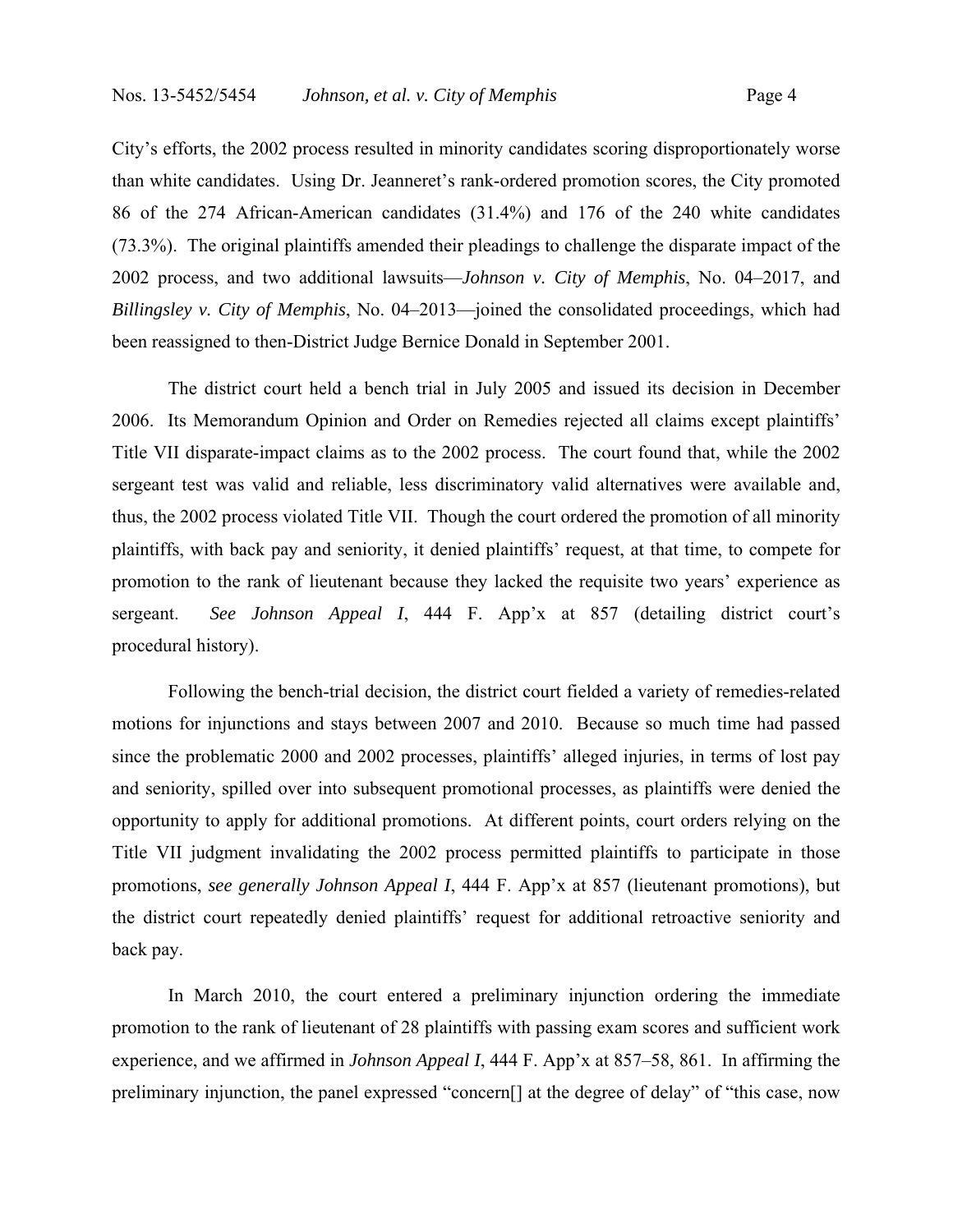City's efforts, the 2002 process resulted in minority candidates scoring disproportionately worse than white candidates. Using Dr. Jeanneret's rank-ordered promotion scores, the City promoted 86 of the 274 African-American candidates (31.4%) and 176 of the 240 white candidates (73.3%). The original plaintiffs amended their pleadings to challenge the disparate impact of the 2002 process, and two additional lawsuits—*Johnson v. City of Memphis*, No. 04–2017, and *Billingsley v. City of Memphis*, No. 04–2013—joined the consolidated proceedings, which had been reassigned to then-District Judge Bernice Donald in September 2001.

The district court held a bench trial in July 2005 and issued its decision in December 2006. Its Memorandum Opinion and Order on Remedies rejected all claims except plaintiffs' Title VII disparate-impact claims as to the 2002 process. The court found that, while the 2002 sergeant test was valid and reliable, less discriminatory valid alternatives were available and, thus, the 2002 process violated Title VII. Though the court ordered the promotion of all minority plaintiffs, with back pay and seniority, it denied plaintiffs' request, at that time, to compete for promotion to the rank of lieutenant because they lacked the requisite two years' experience as sergeant. *See Johnson Appeal I*, 444 F. App'x at 857 (detailing district court's procedural history).

Following the bench-trial decision, the district court fielded a variety of remedies-related motions for injunctions and stays between 2007 and 2010. Because so much time had passed since the problematic 2000 and 2002 processes, plaintiffs' alleged injuries, in terms of lost pay and seniority, spilled over into subsequent promotional processes, as plaintiffs were denied the opportunity to apply for additional promotions. At different points, court orders relying on the Title VII judgment invalidating the 2002 process permitted plaintiffs to participate in those promotions, *see generally Johnson Appeal I*, 444 F. App'x at 857 (lieutenant promotions), but the district court repeatedly denied plaintiffs' request for additional retroactive seniority and back pay.

In March 2010, the court entered a preliminary injunction ordering the immediate promotion to the rank of lieutenant of 28 plaintiffs with passing exam scores and sufficient work experience, and we affirmed in *Johnson Appeal I*, 444 F. App'x at 857–58, 861. In affirming the preliminary injunction, the panel expressed "concern[] at the degree of delay" of "this case, now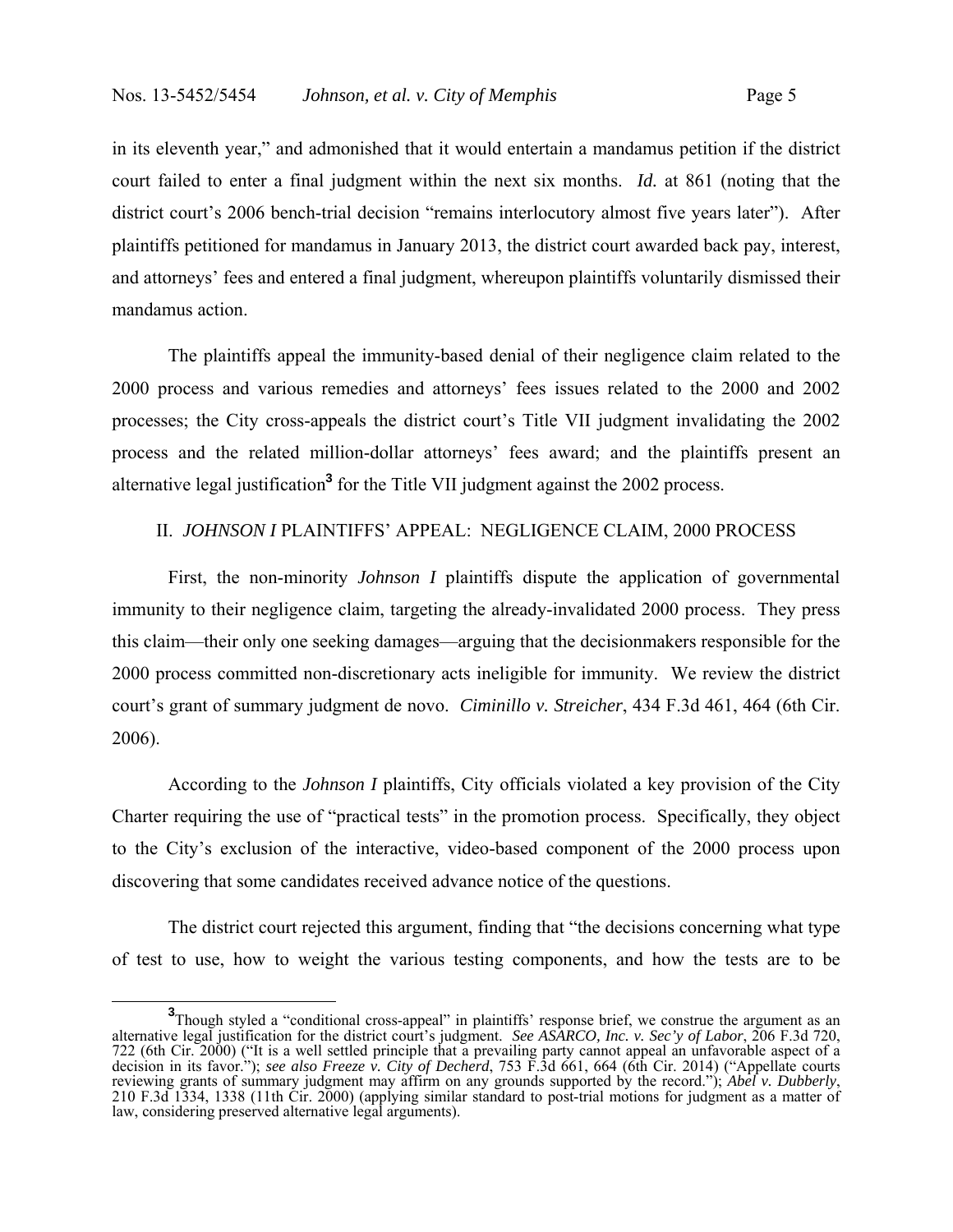in its eleventh year," and admonished that it would entertain a mandamus petition if the district court failed to enter a final judgment within the next six months. *Id.* at 861 (noting that the district court's 2006 bench-trial decision "remains interlocutory almost five years later"). After plaintiffs petitioned for mandamus in January 2013, the district court awarded back pay, interest, and attorneys' fees and entered a final judgment, whereupon plaintiffs voluntarily dismissed their mandamus action.

The plaintiffs appeal the immunity-based denial of their negligence claim related to the 2000 process and various remedies and attorneys' fees issues related to the 2000 and 2002 processes; the City cross-appeals the district court's Title VII judgment invalidating the 2002 process and the related million-dollar attorneys' fees award; and the plaintiffs present an alternative legal justification[3] for the Title VII judgment against the 2002 process.

## II. *JOHNSON I* PLAINTIFFS' APPEAL: NEGLIGENCE CLAIM, 2000 PROCESS

First, the non-minority *Johnson I* plaintiffs dispute the application of governmental immunity to their negligence claim, targeting the already-invalidated 2000 process. They press this claim—their only one seeking damages—arguing that the decisionmakers responsible for the 2000 process committed non-discretionary acts ineligible for immunity. We review the district court's grant of summary judgment de novo. *Ciminillo v. Streicher*, 434 F.3d 461, 464 (6th Cir. 2006).

According to the *Johnson I* plaintiffs, City officials violated a key provision of the City Charter requiring the use of "practical tests" in the promotion process. Specifically, they object to the City's exclusion of the interactive, video-based component of the 2000 process upon discovering that some candidates received advance notice of the questions.

The district court rejected this argument, finding that "the decisions concerning what type of test to use, how to weight the various testing components, and how the tests are to be

[3] Though styled a "conditional cross-appeal" in plaintiffs' response brief, we construe the argument as an alternative legal justification for the district court's judgment. *See ASARCO, Inc. v. Sec'y of Labor*, 206 F.3d 720, 722 (6th Cir. 2000) ("It is a well settled principle that a prevailing party cannot appeal an unfavorable aspect of a decision in its favor."); *see also Freeze v. City of Decherd*, 753 F.3d 661, 664 (6th Cir. 2014) ("Appellate courts reviewing grants of summary judgment may affirm on any grounds supported by the record."); *Abel v. Dubberly*, 210 F.3d 1334, 1338 (11th Cir. 2000) (applying similar standard to post-trial motions for judgment as a matter of law, considering preserved alternative legal arguments).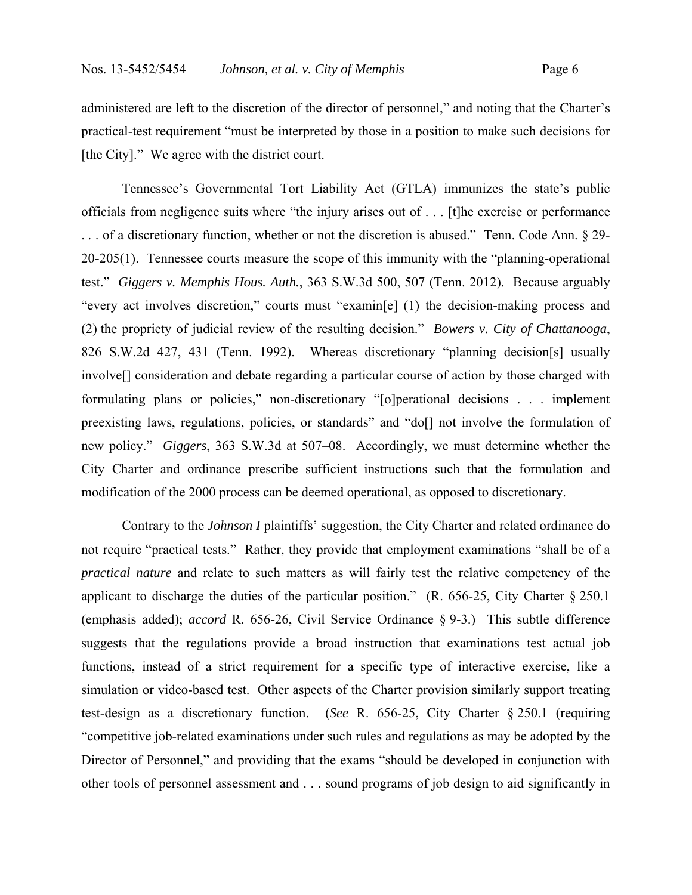administered are left to the discretion of the director of personnel," and noting that the Charter's practical-test requirement "must be interpreted by those in a position to make such decisions for [the City]." We agree with the district court.

Tennessee's Governmental Tort Liability Act (GTLA) immunizes the state's public officials from negligence suits where "the injury arises out of . . . [t]he exercise or performance . . . of a discretionary function, whether or not the discretion is abused." Tenn. Code Ann. § 29-20-205(1). Tennessee courts measure the scope of this immunity with the "planning-operational test." *Giggers v. Memphis Hous. Auth.*, 363 S.W.3d 500, 507 (Tenn. 2012). Because arguably "every act involves discretion," courts must "examin[e] (1) the decision-making process and (2) the propriety of judicial review of the resulting decision." *Bowers v. City of Chattanooga*, 826 S.W.2d 427, 431 (Tenn. 1992). Whereas discretionary "planning decision[s] usually involve[] consideration and debate regarding a particular course of action by those charged with formulating plans or policies," non-discretionary "[o]perational decisions . . . implement preexisting laws, regulations, policies, or standards" and "do[] not involve the formulation of new policy." *Giggers*, 363 S.W.3d at 507–08. Accordingly, we must determine whether the City Charter and ordinance prescribe sufficient instructions such that the formulation and modification of the 2000 process can be deemed operational, as opposed to discretionary.

Contrary to the *Johnson I* plaintiffs' suggestion, the City Charter and related ordinance do not require "practical tests." Rather, they provide that employment examinations "shall be of a *practical nature* and relate to such matters as will fairly test the relative competency of the applicant to discharge the duties of the particular position." (R. 656-25, City Charter § 250.1 (emphasis added); *accord* R. 656-26, Civil Service Ordinance § 9-3.) This subtle difference suggests that the regulations provide a broad instruction that examinations test actual job functions, instead of a strict requirement for a specific type of interactive exercise, like a simulation or video-based test. Other aspects of the Charter provision similarly support treating test-design as a discretionary function. (*See* R. 656-25, City Charter § 250.1 (requiring "competitive job-related examinations under such rules and regulations as may be adopted by the Director of Personnel," and providing that the exams "should be developed in conjunction with other tools of personnel assessment and . . . sound programs of job design to aid significantly in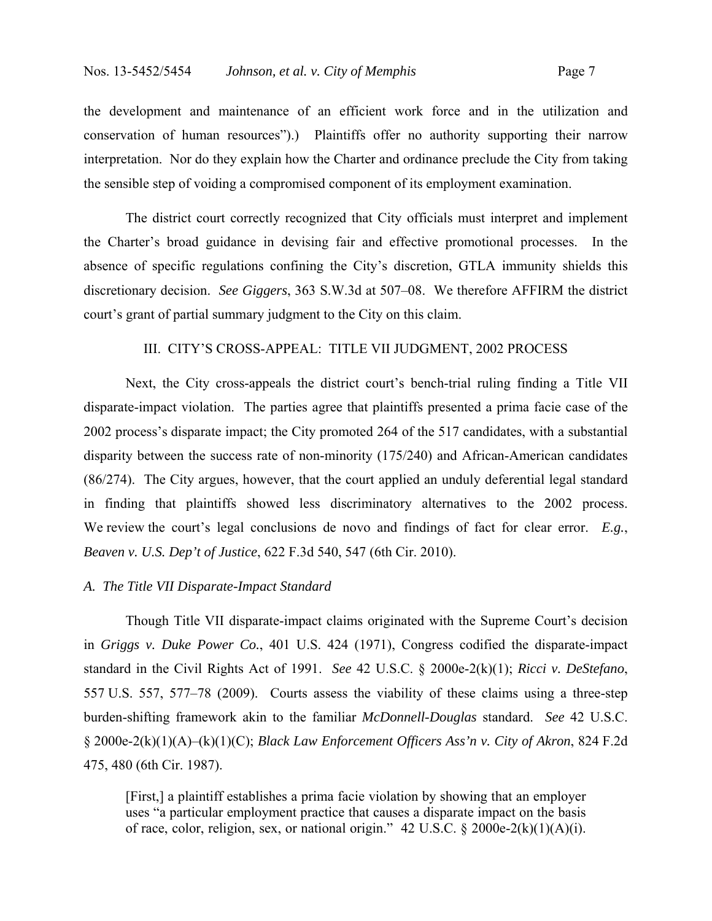the development and maintenance of an efficient work force and in the utilization and conservation of human resources").) Plaintiffs offer no authority supporting their narrow interpretation. Nor do they explain how the Charter and ordinance preclude the City from taking the sensible step of voiding a compromised component of its employment examination.

The district court correctly recognized that City officials must interpret and implement the Charter's broad guidance in devising fair and effective promotional processes. In the absence of specific regulations confining the City's discretion, GTLA immunity shields this discretionary decision. *See Giggers*, 363 S.W.3d at 507–08. We therefore AFFIRM the district court's grant of partial summary judgment to the City on this claim.

## III. CITY'S CROSS-APPEAL: TITLE VII JUDGMENT, 2002 PROCESS

Next, the City cross-appeals the district court's bench-trial ruling finding a Title VII disparate-impact violation. The parties agree that plaintiffs presented a prima facie case of the 2002 process's disparate impact; the City promoted 264 of the 517 candidates, with a substantial disparity between the success rate of non-minority (175/240) and African-American candidates (86/274). The City argues, however, that the court applied an unduly deferential legal standard in finding that plaintiffs showed less discriminatory alternatives to the 2002 process. We review the court's legal conclusions de novo and findings of fact for clear error. *E.g.*, *Beaven v. U.S. Dep't of Justice*, 622 F.3d 540, 547 (6th Cir. 2010).

### *A. The Title VII Disparate-Impact Standard*

Though Title VII disparate-impact claims originated with the Supreme Court's decision in *Griggs v. Duke Power Co.*, 401 U.S. 424 (1971), Congress codified the disparate-impact standard in the Civil Rights Act of 1991. *See* 42 U.S.C. § 2000e-2(k)(1); *Ricci v. DeStefano*, 557 U.S. 557, 577–78 (2009). Courts assess the viability of these claims using a three-step burden-shifting framework akin to the familiar *McDonnell-Douglas* standard. *See* 42 U.S.C. § 2000e-2(k)(1)(A)–(k)(1)(C); *Black Law Enforcement Officers Ass'n v. City of Akron*, 824 F.2d 475, 480 (6th Cir. 1987).

> [First,] a plaintiff establishes a prima facie violation by showing that an employer uses "a particular employment practice that causes a disparate impact on the basis of race, color, religion, sex, or national origin." 42 U.S.C. § 2000e-2(k)(1)(A)(i).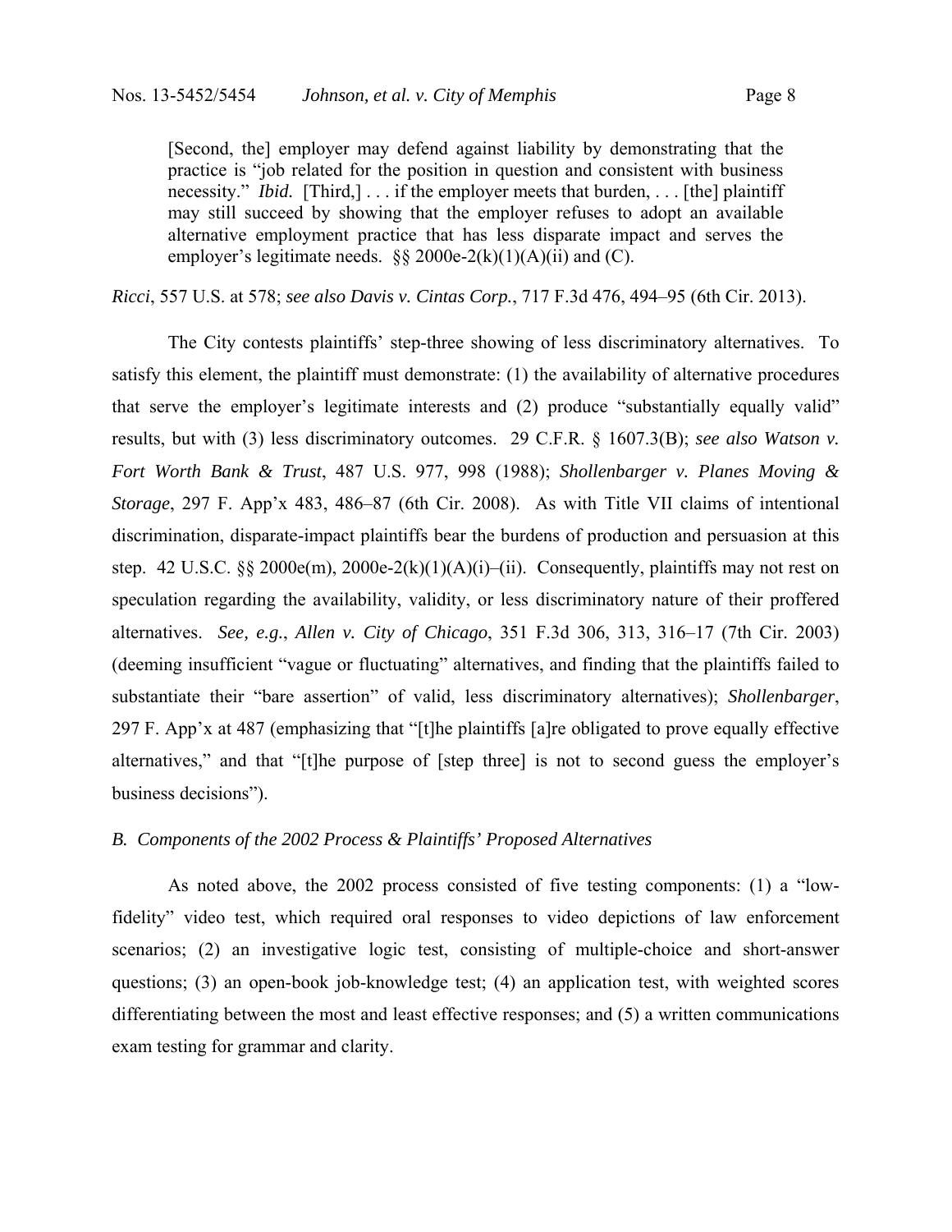> [Second, the] employer may defend against liability by demonstrating that the practice is "job related for the position in question and consistent with business necessity." *Ibid.* [Third,] . . . if the employer meets that burden, . . . [the] plaintiff may still succeed by showing that the employer refuses to adopt an available alternative employment practice that has less disparate impact and serves the employer's legitimate needs. §§ 2000e-2(k)(1)(A)(ii) and (C).

*Ricci*, 557 U.S. at 578; *see also Davis v. Cintas Corp.*, 717 F.3d 476, 494–95 (6th Cir. 2013).

The City contests plaintiffs' step-three showing of less discriminatory alternatives. To satisfy this element, the plaintiff must demonstrate: (1) the availability of alternative procedures that serve the employer's legitimate interests and (2) produce "substantially equally valid" results, but with (3) less discriminatory outcomes. 29 C.F.R. § 1607.3(B); *see also Watson v. Fort Worth Bank & Trust*, 487 U.S. 977, 998 (1988); *Shollenbarger v. Planes Moving & Storage*, 297 F. App'x 483, 486–87 (6th Cir. 2008). As with Title VII claims of intentional discrimination, disparate-impact plaintiffs bear the burdens of production and persuasion at this step. 42 U.S.C. §§ 2000e(m), 2000e-2(k)(1)(A)(i)–(ii). Consequently, plaintiffs may not rest on speculation regarding the availability, validity, or less discriminatory nature of their proffered alternatives. *See, e.g.*, *Allen v. City of Chicago*, 351 F.3d 306, 313, 316–17 (7th Cir. 2003) (deeming insufficient "vague or fluctuating" alternatives, and finding that the plaintiffs failed to substantiate their "bare assertion" of valid, less discriminatory alternatives); *Shollenbarger*, 297 F. App'x at 487 (emphasizing that "[t]he plaintiffs [a]re obligated to prove equally effective alternatives," and that "[t]he purpose of [step three] is not to second guess the employer's business decisions").

### *B. Components of the 2002 Process & Plaintiffs' Proposed Alternatives*

As noted above, the 2002 process consisted of five testing components: (1) a "low-fidelity" video test, which required oral responses to video depictions of law enforcement scenarios; (2) an investigative logic test, consisting of multiple-choice and short-answer questions; (3) an open-book job-knowledge test; (4) an application test, with weighted scores differentiating between the most and least effective responses; and (5) a written communications exam testing for grammar and clarity.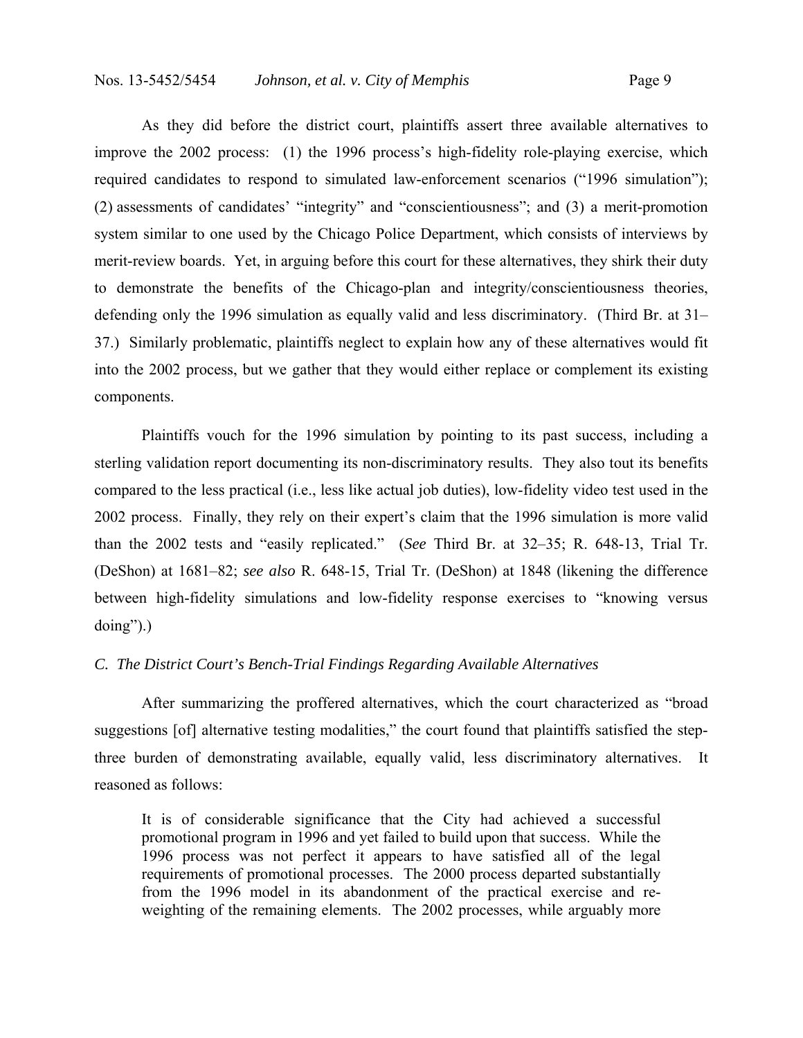As they did before the district court, plaintiffs assert three available alternatives to improve the 2002 process: (1) the 1996 process's high-fidelity role-playing exercise, which required candidates to respond to simulated law-enforcement scenarios ("1996 simulation"); (2) assessments of candidates' "integrity" and "conscientiousness"; and (3) a merit-promotion system similar to one used by the Chicago Police Department, which consists of interviews by merit-review boards. Yet, in arguing before this court for these alternatives, they shirk their duty to demonstrate the benefits of the Chicago-plan and integrity/conscientiousness theories, defending only the 1996 simulation as equally valid and less discriminatory. (Third Br. at 31–37.) Similarly problematic, plaintiffs neglect to explain how any of these alternatives would fit into the 2002 process, but we gather that they would either replace or complement its existing components.

Plaintiffs vouch for the 1996 simulation by pointing to its past success, including a sterling validation report documenting its non-discriminatory results. They also tout its benefits compared to the less practical (i.e., less like actual job duties), low-fidelity video test used in the 2002 process. Finally, they rely on their expert's claim that the 1996 simulation is more valid than the 2002 tests and "easily replicated." (*See* Third Br. at 32–35; R. 648-13, Trial Tr. (DeShon) at 1681–82; *see also* R. 648-15, Trial Tr. (DeShon) at 1848 (likening the difference between high-fidelity simulations and low-fidelity response exercises to "knowing versus doing").)

### *C. The District Court's Bench-Trial Findings Regarding Available Alternatives*

After summarizing the proffered alternatives, which the court characterized as "broad suggestions [of] alternative testing modalities," the court found that plaintiffs satisfied the step-three burden of demonstrating available, equally valid, less discriminatory alternatives. It reasoned as follows:

> It is of considerable significance that the City had achieved a successful promotional program in 1996 and yet failed to build upon that success. While the 1996 process was not perfect it appears to have satisfied all of the legal requirements of promotional processes. The 2000 process departed substantially from the 1996 model in its abandonment of the practical exercise and re-weighting of the remaining elements. The 2002 processes, while arguably more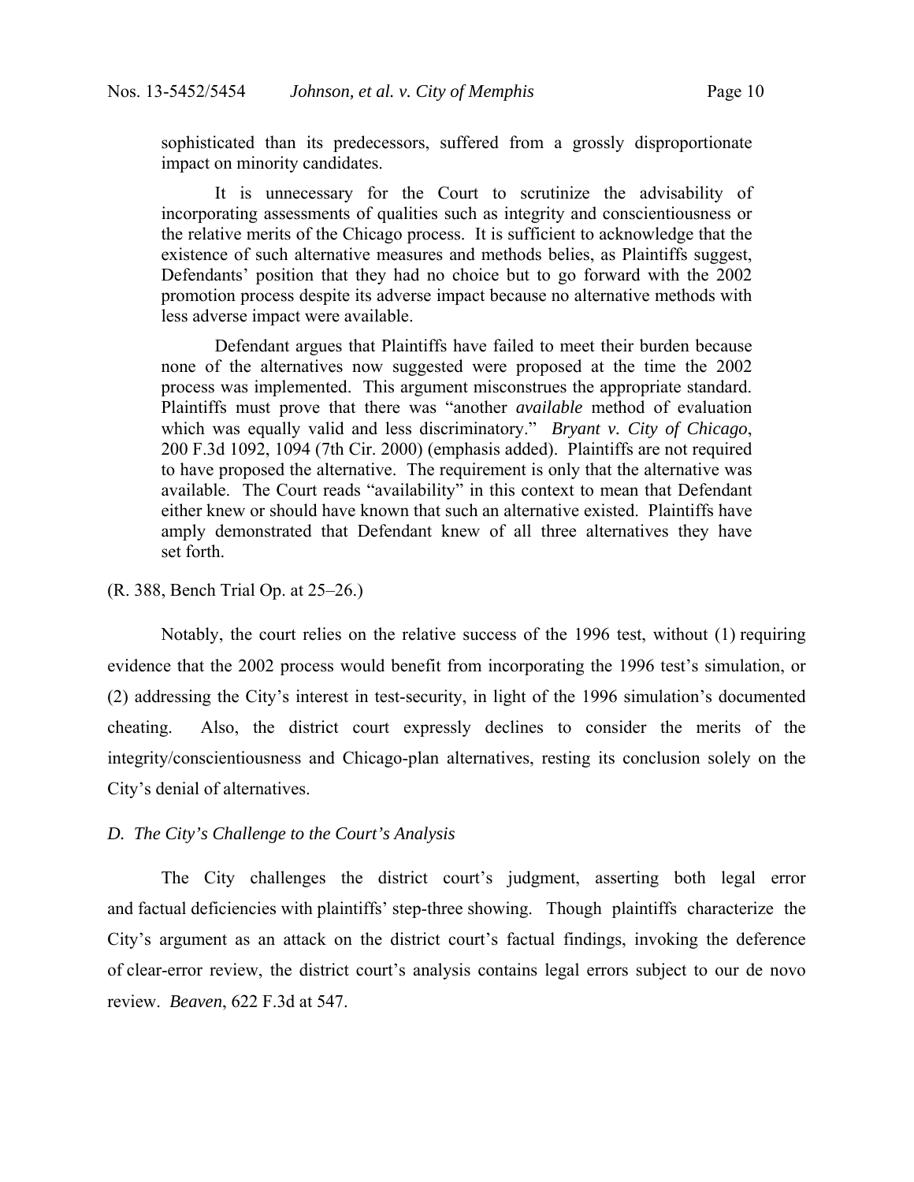> sophisticated than its predecessors, suffered from a grossly disproportionate impact on minority candidates.
>
> It is unnecessary for the Court to scrutinize the advisability of incorporating assessments of qualities such as integrity and conscientiousness or the relative merits of the Chicago process. It is sufficient to acknowledge that the existence of such alternative measures and methods belies, as Plaintiffs suggest, Defendants' position that they had no choice but to go forward with the 2002 promotion process despite its adverse impact because no alternative methods with less adverse impact were available.
>
> Defendant argues that Plaintiffs have failed to meet their burden because none of the alternatives now suggested were proposed at the time the 2002 process was implemented. This argument misconstrues the appropriate standard. Plaintiffs must prove that there was "another *available* method of evaluation which was equally valid and less discriminatory." *Bryant v. City of Chicago*, 200 F.3d 1092, 1094 (7th Cir. 2000) (emphasis added). Plaintiffs are not required to have proposed the alternative. The requirement is only that the alternative was available. The Court reads "availability" in this context to mean that Defendant either knew or should have known that such an alternative existed. Plaintiffs have amply demonstrated that Defendant knew of all three alternatives they have set forth.

(R. 388, Bench Trial Op. at 25–26.)

Notably, the court relies on the relative success of the 1996 test, without (1) requiring evidence that the 2002 process would benefit from incorporating the 1996 test's simulation, or (2) addressing the City's interest in test-security, in light of the 1996 simulation's documented cheating. Also, the district court expressly declines to consider the merits of the integrity/conscientiousness and Chicago-plan alternatives, resting its conclusion solely on the City's denial of alternatives.

### *D. The City's Challenge to the Court's Analysis*

The City challenges the district court's judgment, asserting both legal error and factual deficiencies with plaintiffs' step-three showing. Though plaintiffs characterize the City's argument as an attack on the district court's factual findings, invoking the deference of clear-error review, the district court's analysis contains legal errors subject to our de novo review. *Beaven*, 622 F.3d at 547.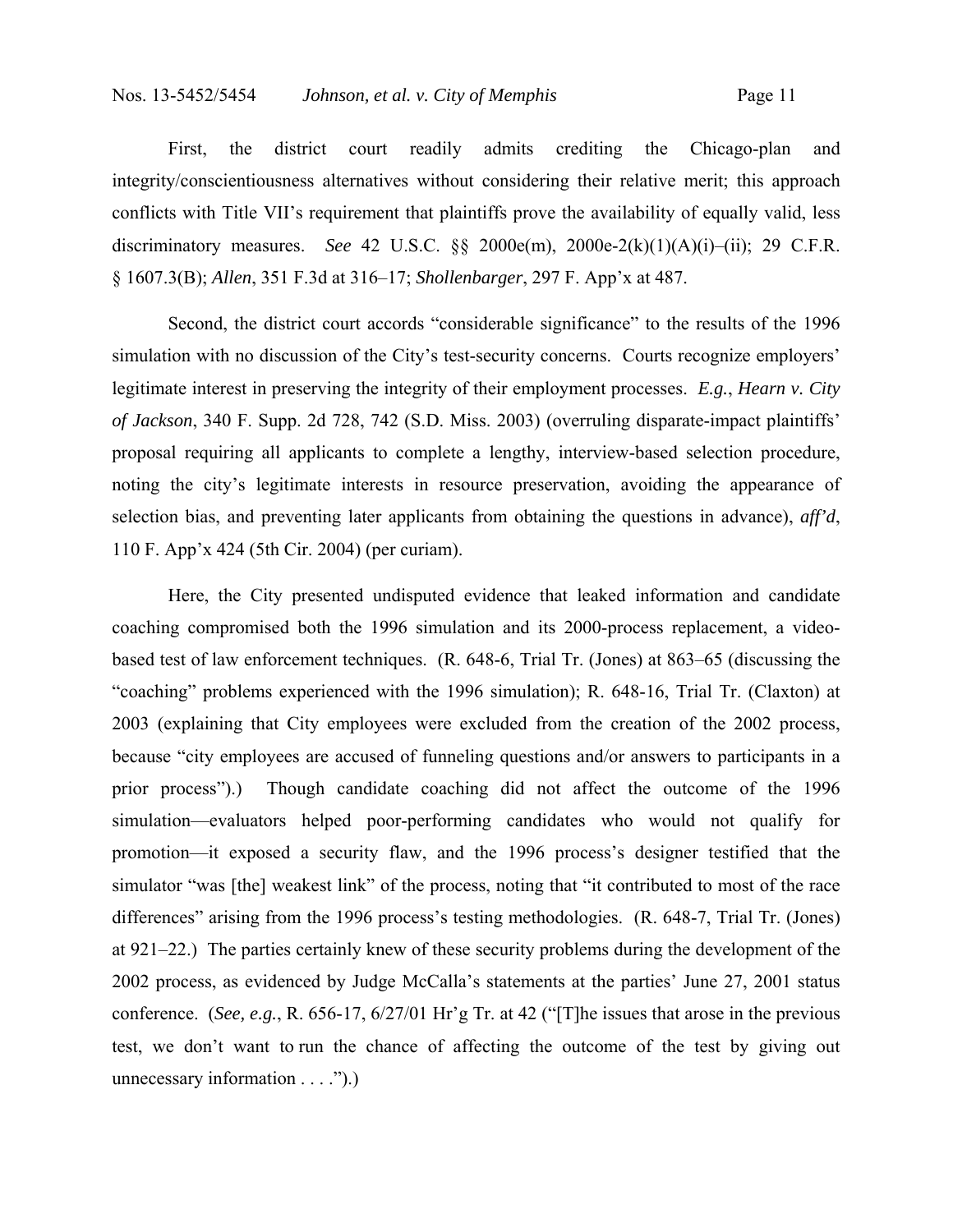First, the district court readily admits crediting the Chicago-plan and integrity/conscientiousness alternatives without considering their relative merit; this approach conflicts with Title VII's requirement that plaintiffs prove the availability of equally valid, less discriminatory measures. *See* 42 U.S.C. §§ 2000e(m), 2000e-2(k)(1)(A)(i)–(ii); 29 C.F.R. § 1607.3(B); *Allen*, 351 F.3d at 316–17; *Shollenbarger*, 297 F. App'x at 487.

Second, the district court accords "considerable significance" to the results of the 1996 simulation with no discussion of the City's test-security concerns. Courts recognize employers' legitimate interest in preserving the integrity of their employment processes. *E.g.*, *Hearn v. City of Jackson*, 340 F. Supp. 2d 728, 742 (S.D. Miss. 2003) (overruling disparate-impact plaintiffs' proposal requiring all applicants to complete a lengthy, interview-based selection procedure, noting the city's legitimate interests in resource preservation, avoiding the appearance of selection bias, and preventing later applicants from obtaining the questions in advance), *aff'd*, 110 F. App'x 424 (5th Cir. 2004) (per curiam).

Here, the City presented undisputed evidence that leaked information and candidate coaching compromised both the 1996 simulation and its 2000-process replacement, a video-based test of law enforcement techniques. (R. 648-6, Trial Tr. (Jones) at 863–65 (discussing the "coaching" problems experienced with the 1996 simulation); R. 648-16, Trial Tr. (Claxton) at 2003 (explaining that City employees were excluded from the creation of the 2002 process, because "city employees are accused of funneling questions and/or answers to participants in a prior process").) Though candidate coaching did not affect the outcome of the 1996 simulation—evaluators helped poor-performing candidates who would not qualify for promotion—it exposed a security flaw, and the 1996 process's designer testified that the simulator "was [the] weakest link" of the process, noting that "it contributed to most of the race differences" arising from the 1996 process's testing methodologies. (R. 648-7, Trial Tr. (Jones) at 921–22.) The parties certainly knew of these security problems during the development of the 2002 process, as evidenced by Judge McCalla's statements at the parties' June 27, 2001 status conference. (*See, e.g.*, R. 656-17, 6/27/01 Hr'g Tr. at 42 ("[T]he issues that arose in the previous test, we don't want to run the chance of affecting the outcome of the test by giving out unnecessary information . . . .").)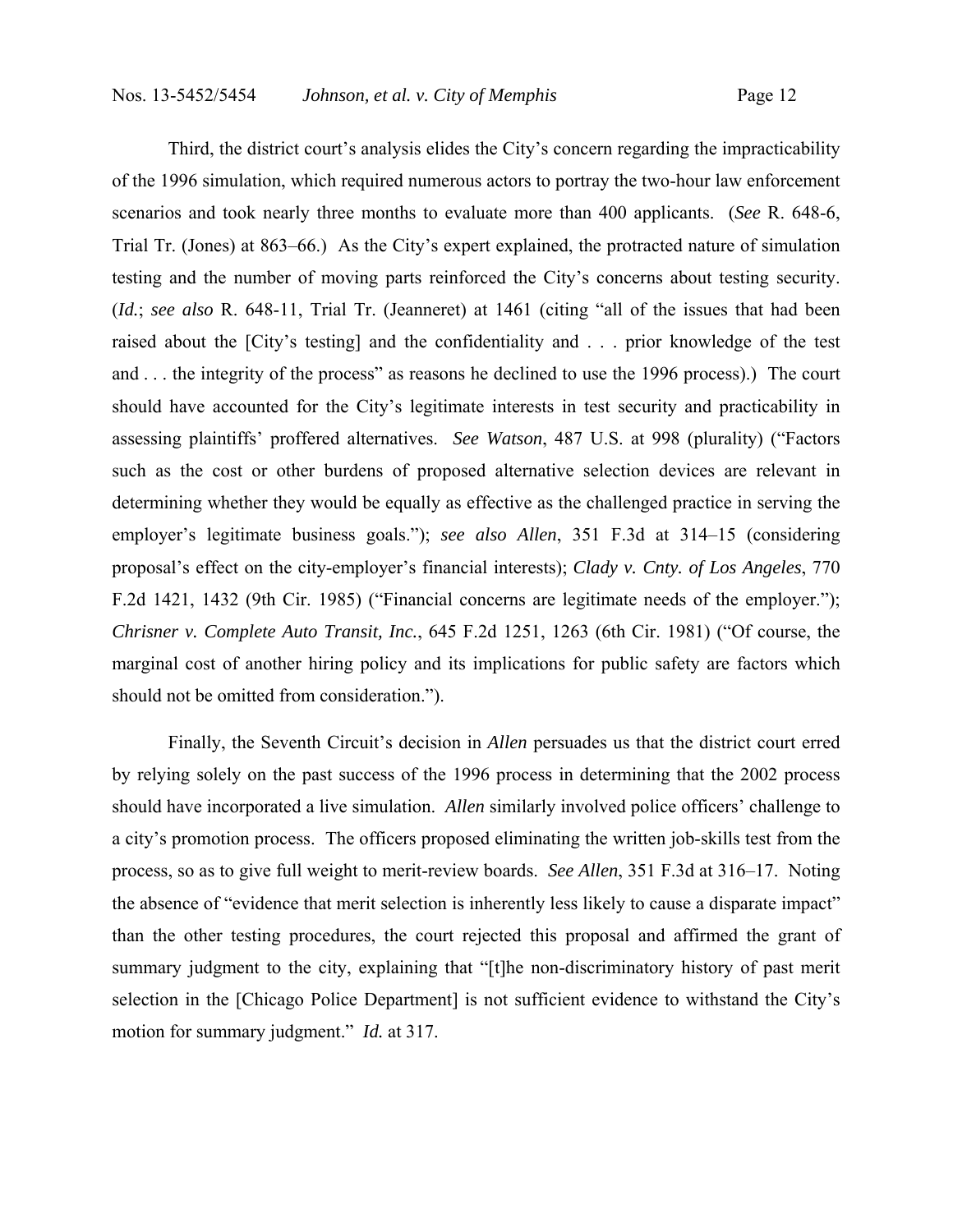Third, the district court's analysis elides the City's concern regarding the impracticability of the 1996 simulation, which required numerous actors to portray the two-hour law enforcement scenarios and took nearly three months to evaluate more than 400 applicants. (*See* R. 648-6, Trial Tr. (Jones) at 863–66.) As the City's expert explained, the protracted nature of simulation testing and the number of moving parts reinforced the City's concerns about testing security. (*Id.*; *see also* R. 648-11, Trial Tr. (Jeanneret) at 1461 (citing "all of the issues that had been raised about the [City's testing] and the confidentiality and . . . prior knowledge of the test and . . . the integrity of the process" as reasons he declined to use the 1996 process).) The court should have accounted for the City's legitimate interests in test security and practicability in assessing plaintiffs' proffered alternatives. *See Watson*, 487 U.S. at 998 (plurality) ("Factors such as the cost or other burdens of proposed alternative selection devices are relevant in determining whether they would be equally as effective as the challenged practice in serving the employer's legitimate business goals."); *see also Allen*, 351 F.3d at 314–15 (considering proposal's effect on the city-employer's financial interests); *Clady v. Cnty. of Los Angeles*, 770 F.2d 1421, 1432 (9th Cir. 1985) ("Financial concerns are legitimate needs of the employer."); *Chrisner v. Complete Auto Transit, Inc.*, 645 F.2d 1251, 1263 (6th Cir. 1981) ("Of course, the marginal cost of another hiring policy and its implications for public safety are factors which should not be omitted from consideration.").

Finally, the Seventh Circuit's decision in *Allen* persuades us that the district court erred by relying solely on the past success of the 1996 process in determining that the 2002 process should have incorporated a live simulation. *Allen* similarly involved police officers' challenge to a city's promotion process. The officers proposed eliminating the written job-skills test from the process, so as to give full weight to merit-review boards. *See Allen*, 351 F.3d at 316–17. Noting the absence of "evidence that merit selection is inherently less likely to cause a disparate impact" than the other testing procedures, the court rejected this proposal and affirmed the grant of summary judgment to the city, explaining that "[t]he non-discriminatory history of past merit selection in the [Chicago Police Department] is not sufficient evidence to withstand the City's motion for summary judgment." *Id.* at 317.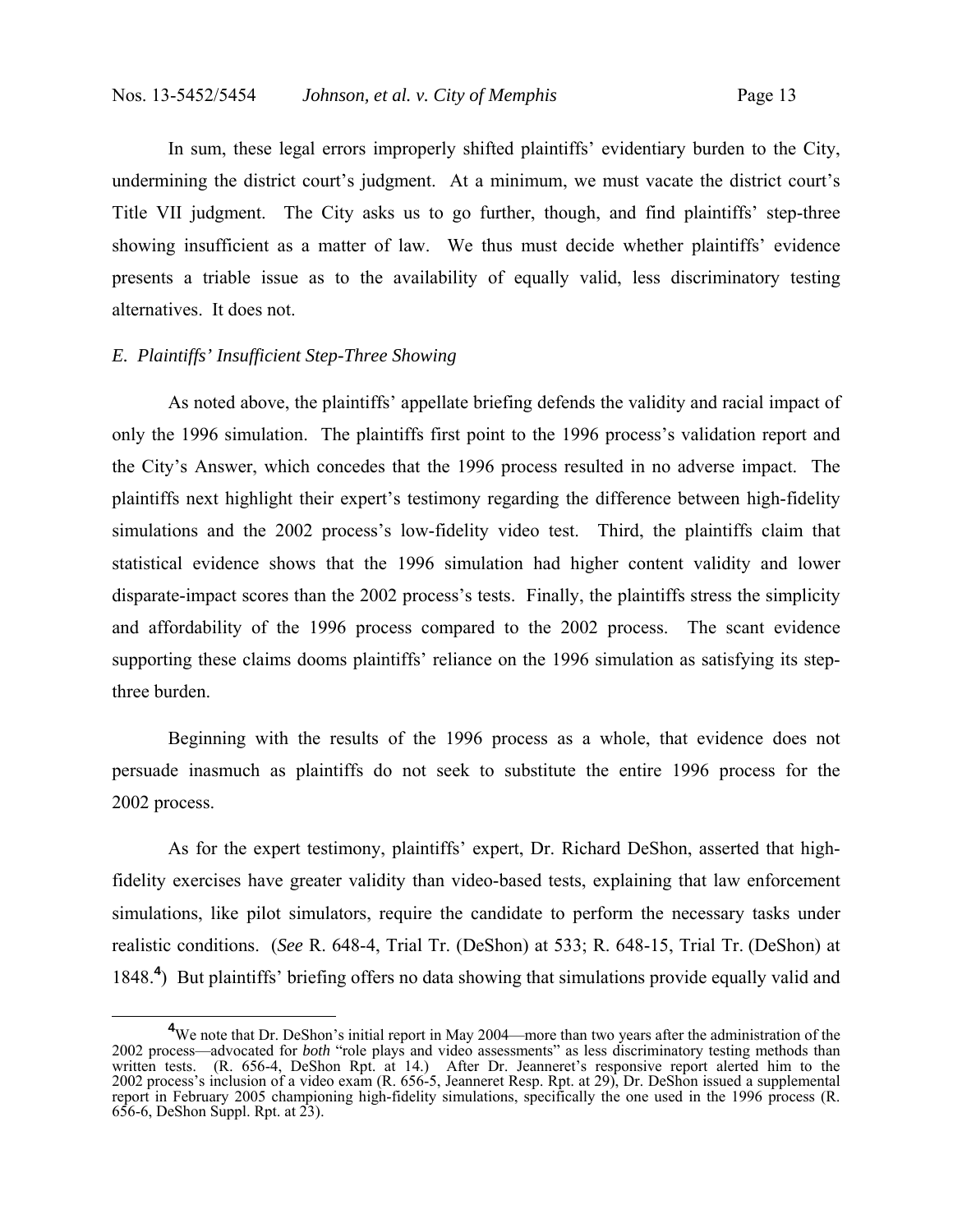In sum, these legal errors improperly shifted plaintiffs' evidentiary burden to the City, undermining the district court's judgment. At a minimum, we must vacate the district court's Title VII judgment. The City asks us to go further, though, and find plaintiffs' step-three showing insufficient as a matter of law. We thus must decide whether plaintiffs' evidence presents a triable issue as to the availability of equally valid, less discriminatory testing alternatives. It does not.

### *E. Plaintiffs' Insufficient Step-Three Showing*

As noted above, the plaintiffs' appellate briefing defends the validity and racial impact of only the 1996 simulation. The plaintiffs first point to the 1996 process's validation report and the City's Answer, which concedes that the 1996 process resulted in no adverse impact. The plaintiffs next highlight their expert's testimony regarding the difference between high-fidelity simulations and the 2002 process's low-fidelity video test. Third, the plaintiffs claim that statistical evidence shows that the 1996 simulation had higher content validity and lower disparate-impact scores than the 2002 process's tests. Finally, the plaintiffs stress the simplicity and affordability of the 1996 process compared to the 2002 process. The scant evidence supporting these claims dooms plaintiffs' reliance on the 1996 simulation as satisfying its step-three burden.

Beginning with the results of the 1996 process as a whole, that evidence does not persuade inasmuch as plaintiffs do not seek to substitute the entire 1996 process for the 2002 process.

As for the expert testimony, plaintiffs' expert, Dr. Richard DeShon, asserted that high-fidelity exercises have greater validity than video-based tests, explaining that law enforcement simulations, like pilot simulators, require the candidate to perform the necessary tasks under realistic conditions. (*See* R. 648-4, Trial Tr. (DeShon) at 533; R. 648-15, Trial Tr. (DeShon) at 1848.[4]) But plaintiffs' briefing offers no data showing that simulations provide equally valid and

---

[4]We note that Dr. DeShon's initial report in May 2004—more than two years after the administration of the 2002 process—advocated for *both* "role plays and video assessments" as less discriminatory testing methods than written tests. (R. 656-4, DeShon Rpt. at 14.) After Dr. Jeanneret's responsive report alerted him to the 2002 process's inclusion of a video exam (R. 656-5, Jeanneret Resp. Rpt. at 29), Dr. DeShon issued a supplemental report in February 2005 championing high-fidelity simulations, specifically the one used in the 1996 process (R. 656-6, DeShon Suppl. Rpt. at 23).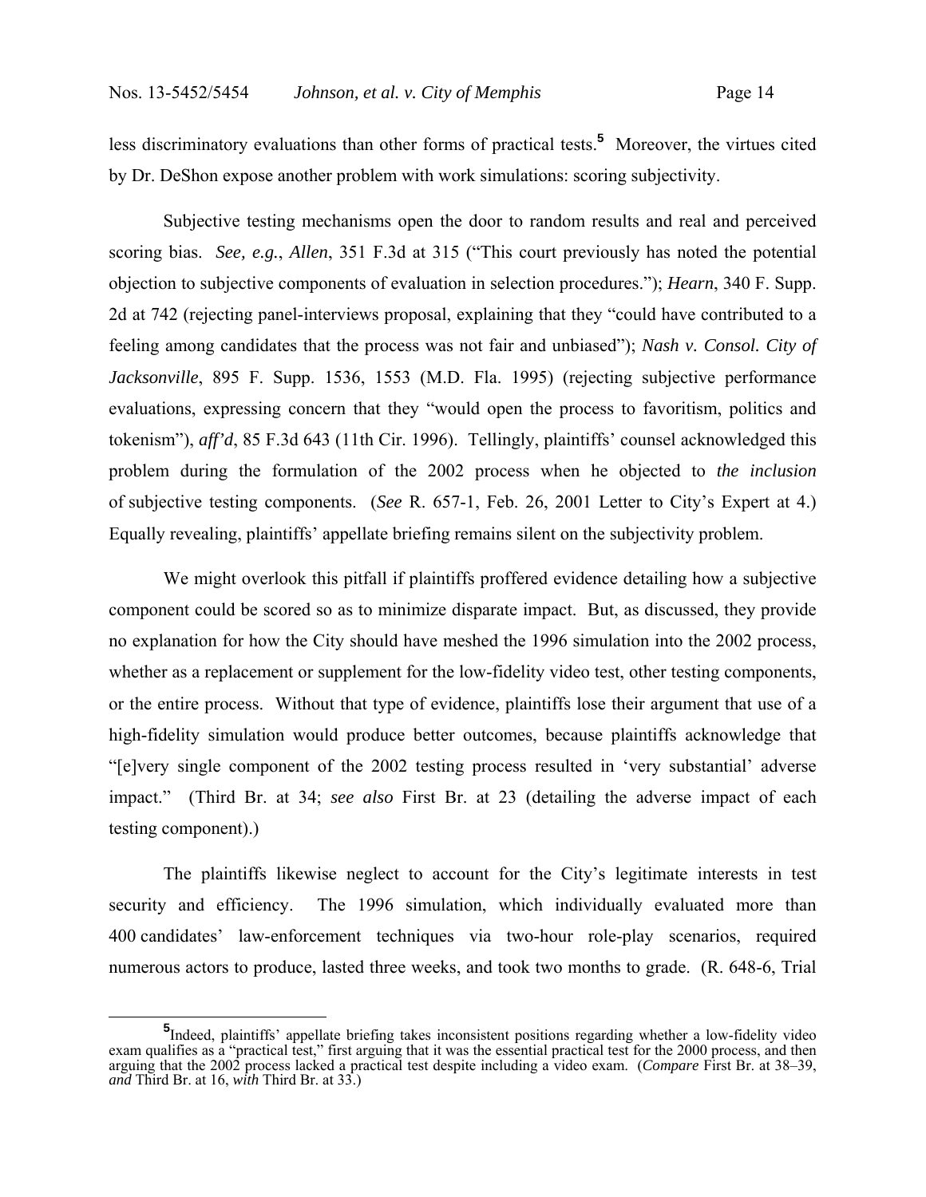less discriminatory evaluations than other forms of practical tests.[5] Moreover, the virtues cited by Dr. DeShon expose another problem with work simulations: scoring subjectivity.

Subjective testing mechanisms open the door to random results and real and perceived scoring bias. *See, e.g.*, *Allen*, 351 F.3d at 315 ("This court previously has noted the potential objection to subjective components of evaluation in selection procedures."); *Hearn*, 340 F. Supp. 2d at 742 (rejecting panel-interviews proposal, explaining that they "could have contributed to a feeling among candidates that the process was not fair and unbiased"); *Nash v. Consol. City of Jacksonville*, 895 F. Supp. 1536, 1553 (M.D. Fla. 1995) (rejecting subjective performance evaluations, expressing concern that they "would open the process to favoritism, politics and tokenism"), *aff'd*, 85 F.3d 643 (11th Cir. 1996). Tellingly, plaintiffs' counsel acknowledged this problem during the formulation of the 2002 process when he objected to *the inclusion* of subjective testing components. (*See* R. 657-1, Feb. 26, 2001 Letter to City's Expert at 4.) Equally revealing, plaintiffs' appellate briefing remains silent on the subjectivity problem.

We might overlook this pitfall if plaintiffs proffered evidence detailing how a subjective component could be scored so as to minimize disparate impact. But, as discussed, they provide no explanation for how the City should have meshed the 1996 simulation into the 2002 process, whether as a replacement or supplement for the low-fidelity video test, other testing components, or the entire process. Without that type of evidence, plaintiffs lose their argument that use of a high-fidelity simulation would produce better outcomes, because plaintiffs acknowledge that "[e]very single component of the 2002 testing process resulted in 'very substantial' adverse impact." (Third Br. at 34; *see also* First Br. at 23 (detailing the adverse impact of each testing component).)

The plaintiffs likewise neglect to account for the City's legitimate interests in test security and efficiency. The 1996 simulation, which individually evaluated more than 400 candidates' law-enforcement techniques via two-hour role-play scenarios, required numerous actors to produce, lasted three weeks, and took two months to grade. (R. 648-6, Trial

[5] Indeed, plaintiffs' appellate briefing takes inconsistent positions regarding whether a low-fidelity video exam qualifies as a "practical test," first arguing that it was the essential practical test for the 2000 process, and then arguing that the 2002 process lacked a practical test despite including a video exam. (*Compare* First Br. at 38–39, *and* Third Br. at 16, *with* Third Br. at 33.)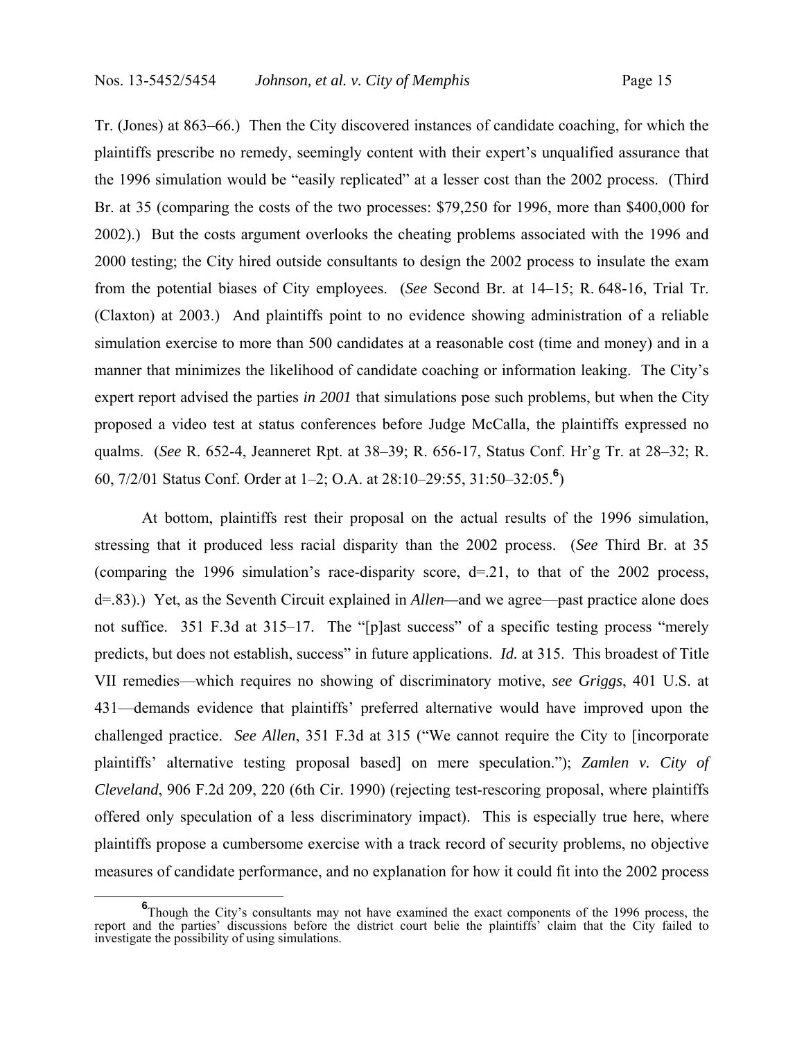Tr. (Jones) at 863–66.) Then the City discovered instances of candidate coaching, for which the plaintiffs prescribe no remedy, seemingly content with their expert's unqualified assurance that the 1996 simulation would be "easily replicated" at a lesser cost than the 2002 process. (Third Br. at 35 (comparing the costs of the two processes: $79,250 for 1996, more than $400,000 for 2002).) But the costs argument overlooks the cheating problems associated with the 1996 and 2000 testing; the City hired outside consultants to design the 2002 process to insulate the exam from the potential biases of City employees. (*See* Second Br. at 14–15; R. 648-16, Trial Tr. (Claxton) at 2003.) And plaintiffs point to no evidence showing administration of a reliable simulation exercise to more than 500 candidates at a reasonable cost (time and money) and in a manner that minimizes the likelihood of candidate coaching or information leaking. The City's expert report advised the parties *in 2001* that simulations pose such problems, but when the City proposed a video test at status conferences before Judge McCalla, the plaintiffs expressed no qualms. (*See* R. 652-4, Jeanneret Rpt. at 38–39; R. 656-17, Status Conf. Hr'g Tr. at 28–32; R. 60, 7/2/01 Status Conf. Order at 1–2; O.A. at 28:10–29:55, 31:50–32:05.[6])

At bottom, plaintiffs rest their proposal on the actual results of the 1996 simulation, stressing that it produced less racial disparity than the 2002 process. (*See* Third Br. at 35 (comparing the 1996 simulation's race-disparity score, d=.21, to that of the 2002 process, d=.83).) Yet, as the Seventh Circuit explained in *Allen*—and we agree—past practice alone does not suffice. 351 F.3d at 315–17. The "[p]ast success" of a specific testing process "merely predicts, but does not establish, success" in future applications. *Id.* at 315. This broadest of Title VII remedies—which requires no showing of discriminatory motive, *see Griggs*, 401 U.S. at 431—demands evidence that plaintiffs' preferred alternative would have improved upon the challenged practice. *See Allen*, 351 F.3d at 315 ("We cannot require the City to [incorporate plaintiffs' alternative testing proposal based] on mere speculation."); *Zamlen v. City of Cleveland*, 906 F.2d 209, 220 (6th Cir. 1990) (rejecting test-rescoring proposal, where plaintiffs offered only speculation of a less discriminatory impact). This is especially true here, where plaintiffs propose a cumbersome exercise with a track record of security problems, no objective measures of candidate performance, and no explanation for how it could fit into the 2002 process

[6] Though the City's consultants may not have examined the exact components of the 1996 process, the report and the parties' discussions before the district court belie the plaintiffs' claim that the City failed to investigate the possibility of using simulations.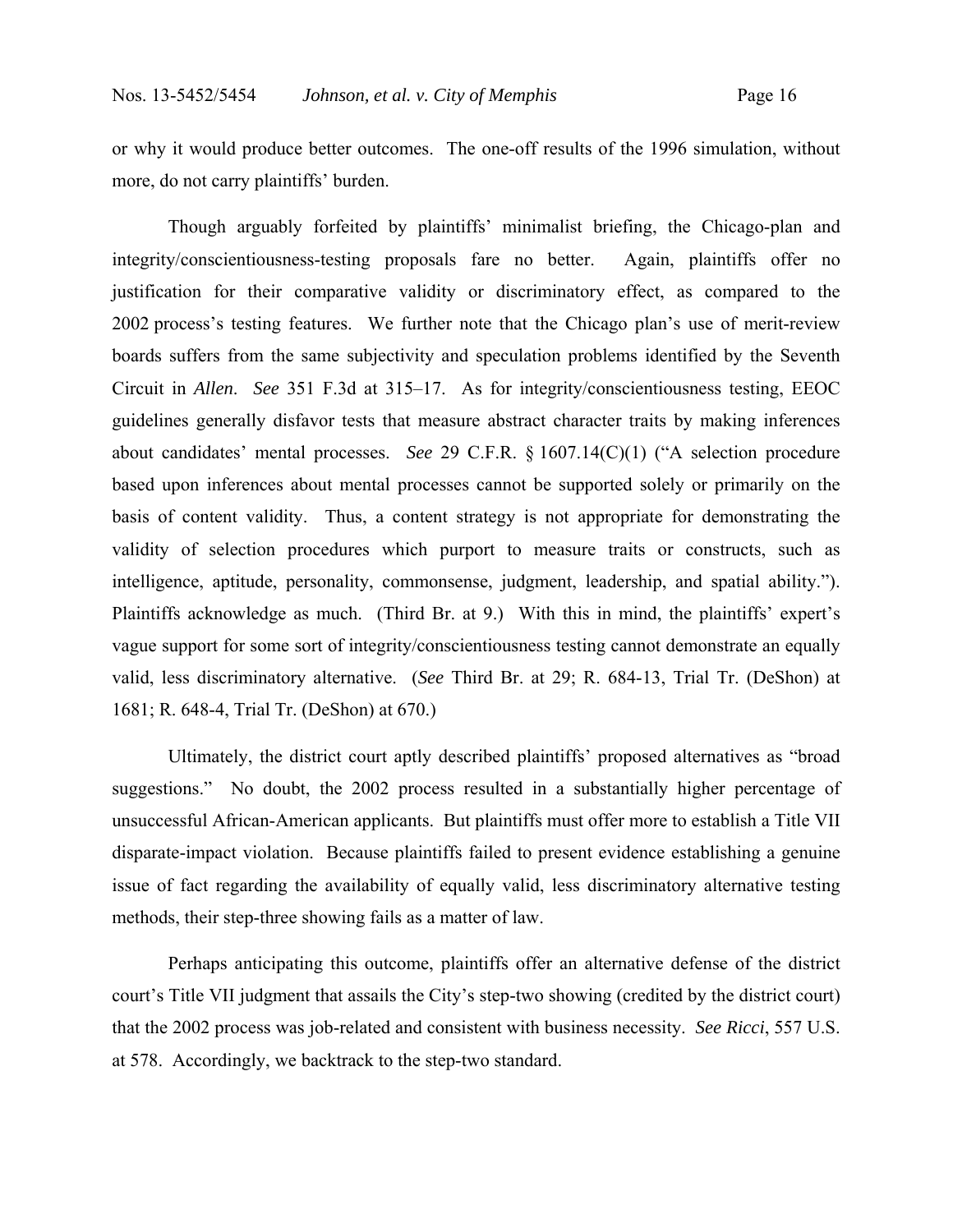or why it would produce better outcomes. The one-off results of the 1996 simulation, without more, do not carry plaintiffs' burden.

Though arguably forfeited by plaintiffs' minimalist briefing, the Chicago-plan and integrity/conscientiousness-testing proposals fare no better. Again, plaintiffs offer no justification for their comparative validity or discriminatory effect, as compared to the 2002 process's testing features. We further note that the Chicago plan's use of merit-review boards suffers from the same subjectivity and speculation problems identified by the Seventh Circuit in *Allen*. *See* 351 F.3d at 315–17. As for integrity/conscientiousness testing, EEOC guidelines generally disfavor tests that measure abstract character traits by making inferences about candidates' mental processes. *See* 29 C.F.R. § 1607.14(C)(1) ("A selection procedure based upon inferences about mental processes cannot be supported solely or primarily on the basis of content validity. Thus, a content strategy is not appropriate for demonstrating the validity of selection procedures which purport to measure traits or constructs, such as intelligence, aptitude, personality, commonsense, judgment, leadership, and spatial ability."). Plaintiffs acknowledge as much. (Third Br. at 9.) With this in mind, the plaintiffs' expert's vague support for some sort of integrity/conscientiousness testing cannot demonstrate an equally valid, less discriminatory alternative. (*See* Third Br. at 29; R. 684-13, Trial Tr. (DeShon) at 1681; R. 648-4, Trial Tr. (DeShon) at 670.)

Ultimately, the district court aptly described plaintiffs' proposed alternatives as "broad suggestions." No doubt, the 2002 process resulted in a substantially higher percentage of unsuccessful African-American applicants. But plaintiffs must offer more to establish a Title VII disparate-impact violation. Because plaintiffs failed to present evidence establishing a genuine issue of fact regarding the availability of equally valid, less discriminatory alternative testing methods, their step-three showing fails as a matter of law.

Perhaps anticipating this outcome, plaintiffs offer an alternative defense of the district court's Title VII judgment that assails the City's step-two showing (credited by the district court) that the 2002 process was job-related and consistent with business necessity. *See Ricci*, 557 U.S. at 578. Accordingly, we backtrack to the step-two standard.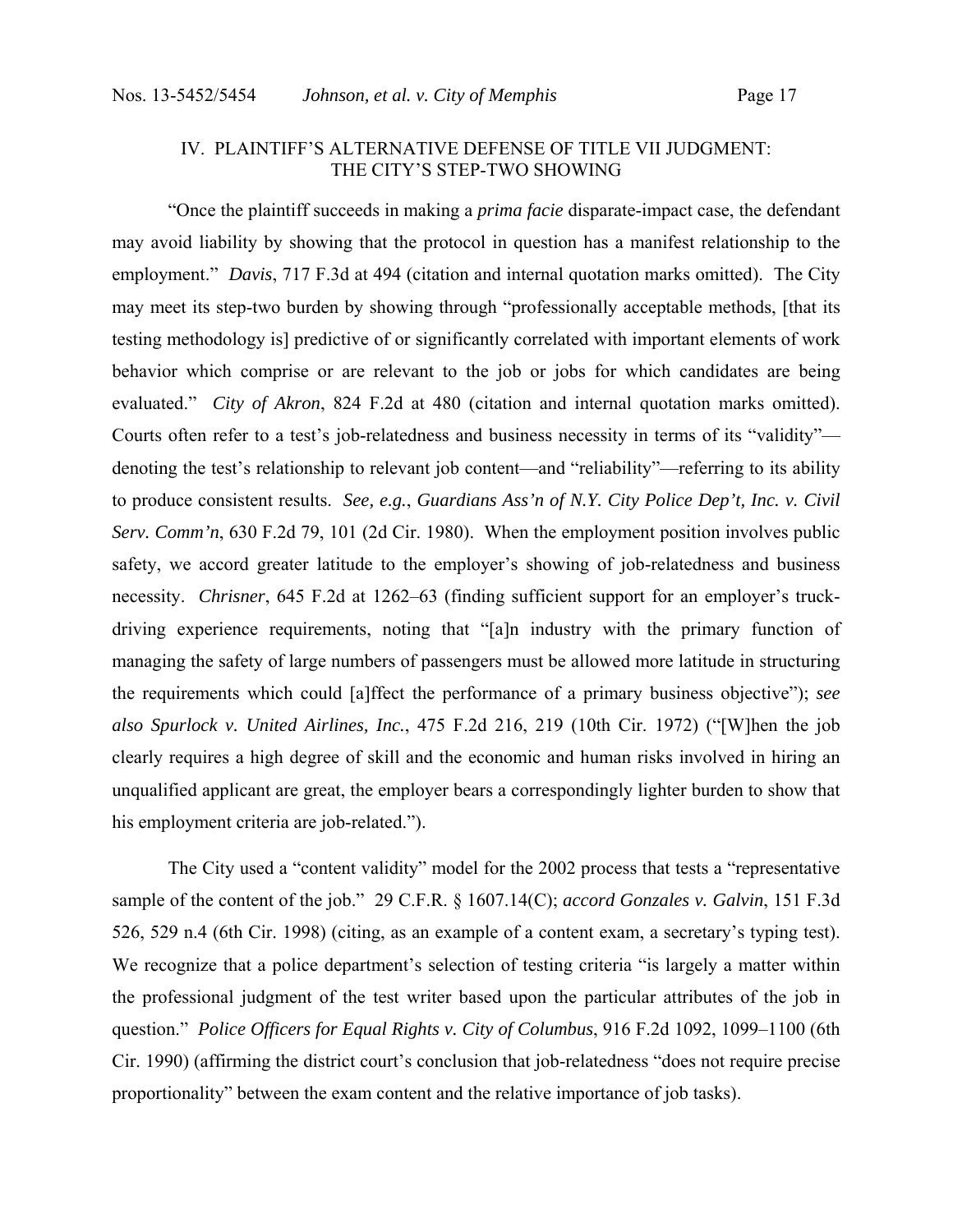## IV. PLAINTIFF'S ALTERNATIVE DEFENSE OF TITLE VII JUDGMENT: THE CITY'S STEP-TWO SHOWING

"Once the plaintiff succeeds in making a *prima facie* disparate-impact case, the defendant may avoid liability by showing that the protocol in question has a manifest relationship to the employment." *Davis*, 717 F.3d at 494 (citation and internal quotation marks omitted). The City may meet its step-two burden by showing through "professionally acceptable methods, [that its testing methodology is] predictive of or significantly correlated with important elements of work behavior which comprise or are relevant to the job or jobs for which candidates are being evaluated." *City of Akron*, 824 F.2d at 480 (citation and internal quotation marks omitted). Courts often refer to a test's job-relatedness and business necessity in terms of its "validity"—denoting the test's relationship to relevant job content—and "reliability"—referring to its ability to produce consistent results. *See, e.g.*, *Guardians Ass'n of N.Y. City Police Dep't, Inc. v. Civil Serv. Comm'n*, 630 F.2d 79, 101 (2d Cir. 1980). When the employment position involves public safety, we accord greater latitude to the employer's showing of job-relatedness and business necessity. *Chrisner*, 645 F.2d at 1262–63 (finding sufficient support for an employer's truck-driving experience requirements, noting that "[a]n industry with the primary function of managing the safety of large numbers of passengers must be allowed more latitude in structuring the requirements which could [a]ffect the performance of a primary business objective"); *see also Spurlock v. United Airlines, Inc.*, 475 F.2d 216, 219 (10th Cir. 1972) ("[W]hen the job clearly requires a high degree of skill and the economic and human risks involved in hiring an unqualified applicant are great, the employer bears a correspondingly lighter burden to show that his employment criteria are job-related.").

The City used a "content validity" model for the 2002 process that tests a "representative sample of the content of the job." 29 C.F.R. § 1607.14(C); *accord Gonzales v. Galvin*, 151 F.3d 526, 529 n.4 (6th Cir. 1998) (citing, as an example of a content exam, a secretary's typing test). We recognize that a police department's selection of testing criteria "is largely a matter within the professional judgment of the test writer based upon the particular attributes of the job in question." *Police Officers for Equal Rights v. City of Columbus*, 916 F.2d 1092, 1099–1100 (6th Cir. 1990) (affirming the district court's conclusion that job-relatedness "does not require precise proportionality" between the exam content and the relative importance of job tasks).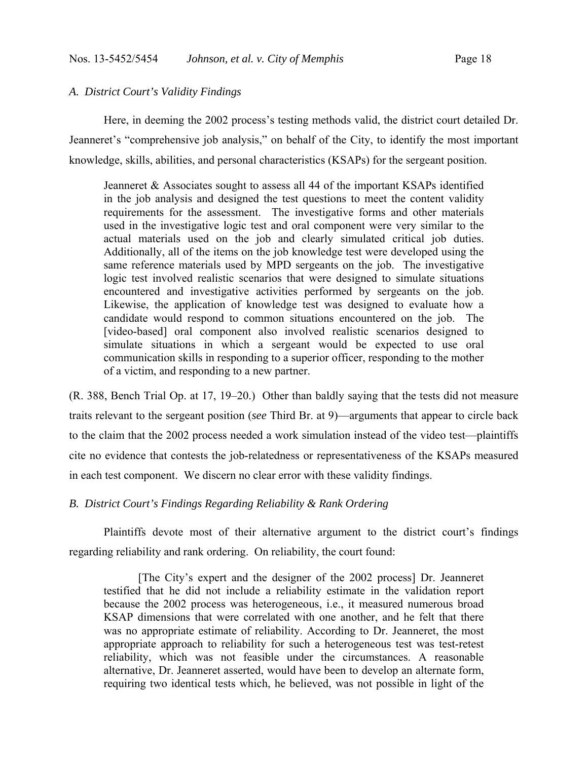### *A. District Court's Validity Findings*

Here, in deeming the 2002 process's testing methods valid, the district court detailed Dr. Jeanneret's "comprehensive job analysis," on behalf of the City, to identify the most important knowledge, skills, abilities, and personal characteristics (KSAPs) for the sergeant position.

> Jeanneret & Associates sought to assess all 44 of the important KSAPs identified in the job analysis and designed the test questions to meet the content validity requirements for the assessment. The investigative forms and other materials used in the investigative logic test and oral component were very similar to the actual materials used on the job and clearly simulated critical job duties. Additionally, all of the items on the job knowledge test were developed using the same reference materials used by MPD sergeants on the job. The investigative logic test involved realistic scenarios that were designed to simulate situations encountered and investigative activities performed by sergeants on the job. Likewise, the application of knowledge test was designed to evaluate how a candidate would respond to common situations encountered on the job. The [video-based] oral component also involved realistic scenarios designed to simulate situations in which a sergeant would be expected to use oral communication skills in responding to a superior officer, responding to the mother of a victim, and responding to a new partner.

(R. 388, Bench Trial Op. at 17, 19–20.) Other than baldly saying that the tests did not measure traits relevant to the sergeant position (*see* Third Br. at 9)—arguments that appear to circle back to the claim that the 2002 process needed a work simulation instead of the video test—plaintiffs cite no evidence that contests the job-relatedness or representativeness of the KSAPs measured in each test component. We discern no clear error with these validity findings.

### *B. District Court's Findings Regarding Reliability & Rank Ordering*

Plaintiffs devote most of their alternative argument to the district court's findings regarding reliability and rank ordering. On reliability, the court found:

> [The City's expert and the designer of the 2002 process] Dr. Jeanneret testified that he did not include a reliability estimate in the validation report because the 2002 process was heterogeneous, i.e., it measured numerous broad KSAP dimensions that were correlated with one another, and he felt that there was no appropriate estimate of reliability. According to Dr. Jeanneret, the most appropriate approach to reliability for such a heterogeneous test was test-retest reliability, which was not feasible under the circumstances. A reasonable alternative, Dr. Jeanneret asserted, would have been to develop an alternate form, requiring two identical tests which, he believed, was not possible in light of the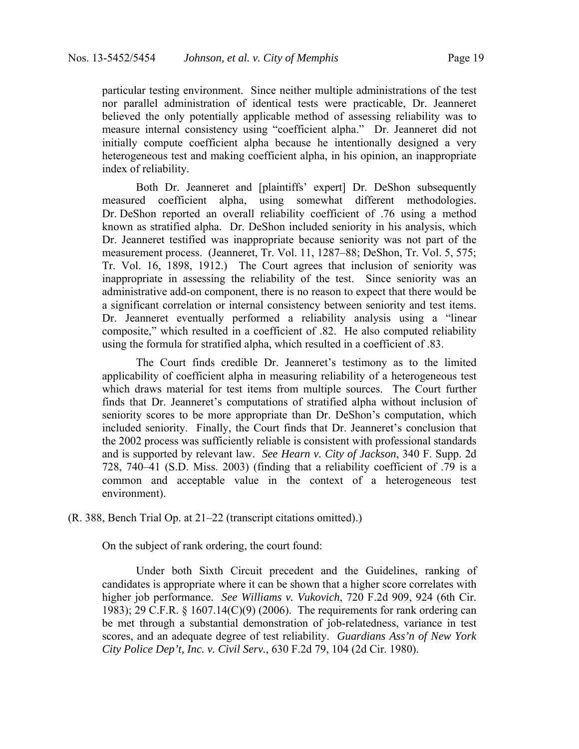> particular testing environment. Since neither multiple administrations of the test nor parallel administration of identical tests were practicable, Dr. Jeanneret believed the only potentially applicable method of assessing reliability was to measure internal consistency using "coefficient alpha." Dr. Jeanneret did not initially compute coefficient alpha because he intentionally designed a very heterogeneous test and making coefficient alpha, in his opinion, an inappropriate index of reliability.
>
> Both Dr. Jeanneret and [plaintiffs' expert] Dr. DeShon subsequently measured coefficient alpha, using somewhat different methodologies. Dr. DeShon reported an overall reliability coefficient of .76 using a method known as stratified alpha. Dr. DeShon included seniority in his analysis, which Dr. Jeanneret testified was inappropriate because seniority was not part of the measurement process. (Jeanneret, Tr. Vol. 11, 1287–88; DeShon, Tr. Vol. 5, 575; Tr. Vol. 16, 1898, 1912.) The Court agrees that inclusion of seniority was inappropriate in assessing the reliability of the test. Since seniority was an administrative add-on component, there is no reason to expect that there would be a significant correlation or internal consistency between seniority and test items. Dr. Jeanneret eventually performed a reliability analysis using a "linear composite," which resulted in a coefficient of .82. He also computed reliability using the formula for stratified alpha, which resulted in a coefficient of .83.
>
> The Court finds credible Dr. Jeanneret's testimony as to the limited applicability of coefficient alpha in measuring reliability of a heterogeneous test which draws material for test items from multiple sources. The Court further finds that Dr. Jeanneret's computations of stratified alpha without inclusion of seniority scores to be more appropriate than Dr. DeShon's computation, which included seniority. Finally, the Court finds that Dr. Jeanneret's conclusion that the 2002 process was sufficiently reliable is consistent with professional standards and is supported by relevant law. *See Hearn v. City of Jackson*, 340 F. Supp. 2d 728, 740–41 (S.D. Miss. 2003) (finding that a reliability coefficient of .79 is a common and acceptable value in the context of a heterogeneous test environment).

(R. 388, Bench Trial Op. at 21–22 (transcript citations omitted).)

On the subject of rank ordering, the court found:

> Under both Sixth Circuit precedent and the Guidelines, ranking of candidates is appropriate where it can be shown that a higher score correlates with higher job performance. *See Williams v. Vukovich*, 720 F.2d 909, 924 (6th Cir. 1983); 29 C.F.R. § 1607.14(C)(9) (2006). The requirements for rank ordering can be met through a substantial demonstration of job-relatedness, variance in test scores, and an adequate degree of test reliability. *Guardians Ass'n of New York City Police Dep't, Inc. v. Civil Serv.*, 630 F.2d 79, 104 (2d Cir. 1980).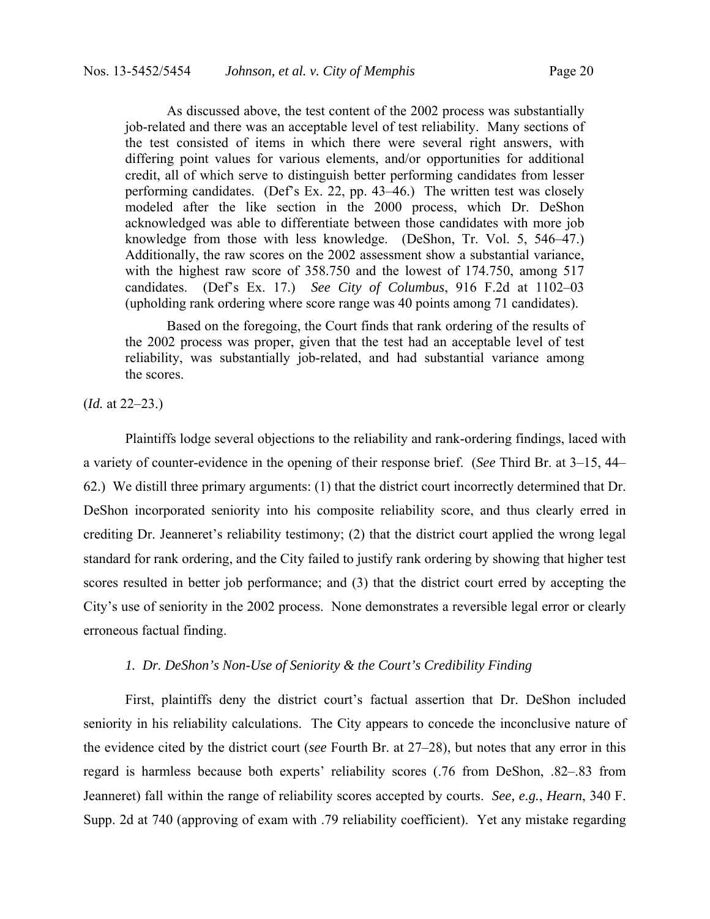> As discussed above, the test content of the 2002 process was substantially job-related and there was an acceptable level of test reliability. Many sections of the test consisted of items in which there were several right answers, with differing point values for various elements, and/or opportunities for additional credit, all of which serve to distinguish better performing candidates from lesser performing candidates. (Def's Ex. 22, pp. 43–46.) The written test was closely modeled after the like section in the 2000 process, which Dr. DeShon acknowledged was able to differentiate between those candidates with more job knowledge from those with less knowledge. (DeShon, Tr. Vol. 5, 546–47.) Additionally, the raw scores on the 2002 assessment show a substantial variance, with the highest raw score of 358.750 and the lowest of 174.750, among 517 candidates. (Def's Ex. 17.) *See City of Columbus*, 916 F.2d at 1102–03 (upholding rank ordering where score range was 40 points among 71 candidates).
>
> Based on the foregoing, the Court finds that rank ordering of the results of the 2002 process was proper, given that the test had an acceptable level of test reliability, was substantially job-related, and had substantial variance among the scores.

(*Id.* at 22–23.)

Plaintiffs lodge several objections to the reliability and rank-ordering findings, laced with a variety of counter-evidence in the opening of their response brief. (*See* Third Br. at 3–15, 44–62.) We distill three primary arguments: (1) that the district court incorrectly determined that Dr. DeShon incorporated seniority into his composite reliability score, and thus clearly erred in crediting Dr. Jeanneret's reliability testimony; (2) that the district court applied the wrong legal standard for rank ordering, and the City failed to justify rank ordering by showing that higher test scores resulted in better job performance; and (3) that the district court erred by accepting the City's use of seniority in the 2002 process. None demonstrates a reversible legal error or clearly erroneous factual finding.

*1. Dr. DeShon's Non-Use of Seniority & the Court's Credibility Finding*

First, plaintiffs deny the district court's factual assertion that Dr. DeShon included seniority in his reliability calculations. The City appears to concede the inconclusive nature of the evidence cited by the district court (*see* Fourth Br. at 27–28), but notes that any error in this regard is harmless because both experts' reliability scores (.76 from DeShon, .82–.83 from Jeanneret) fall within the range of reliability scores accepted by courts. *See, e.g.*, *Hearn*, 340 F. Supp. 2d at 740 (approving of exam with .79 reliability coefficient). Yet any mistake regarding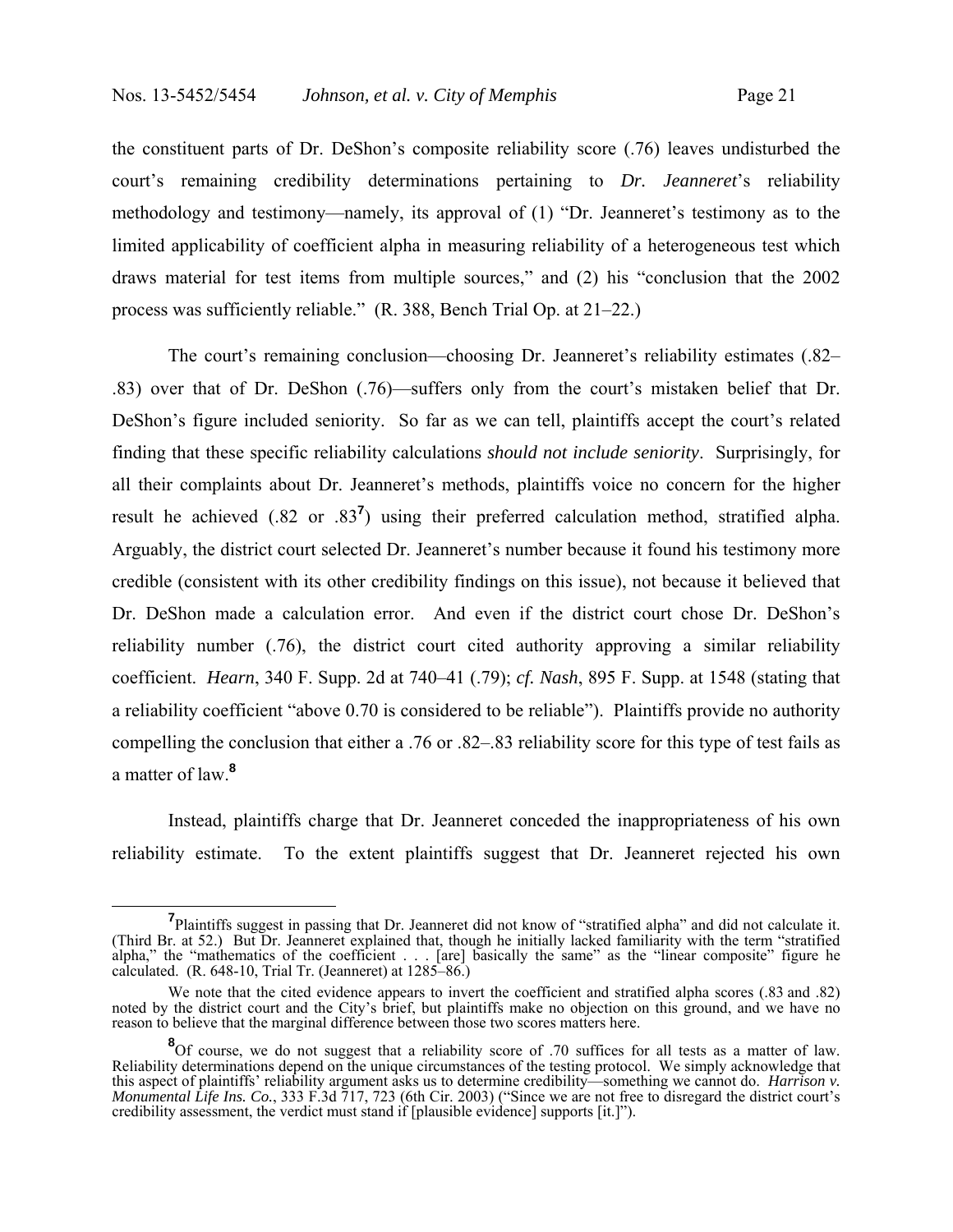the constituent parts of Dr. DeShon's composite reliability score (.76) leaves undisturbed the court's remaining credibility determinations pertaining to *Dr. Jeanneret*'s reliability methodology and testimony—namely, its approval of (1) "Dr. Jeanneret's testimony as to the limited applicability of coefficient alpha in measuring reliability of a heterogeneous test which draws material for test items from multiple sources," and (2) his "conclusion that the 2002 process was sufficiently reliable." (R. 388, Bench Trial Op. at 21–22.)

The court's remaining conclusion—choosing Dr. Jeanneret's reliability estimates (.82–.83) over that of Dr. DeShon (.76)—suffers only from the court's mistaken belief that Dr. DeShon's figure included seniority. So far as we can tell, plaintiffs accept the court's related finding that these specific reliability calculations *should not include seniority*. Surprisingly, for all their complaints about Dr. Jeanneret's methods, plaintiffs voice no concern for the higher result he achieved (.82 or .83[7]) using their preferred calculation method, stratified alpha. Arguably, the district court selected Dr. Jeanneret's number because it found his testimony more credible (consistent with its other credibility findings on this issue), not because it believed that Dr. DeShon made a calculation error. And even if the district court chose Dr. DeShon's reliability number (.76), the district court cited authority approving a similar reliability coefficient. *Hearn*, 340 F. Supp. 2d at 740–41 (.79); *cf. Nash*, 895 F. Supp. at 1548 (stating that a reliability coefficient "above 0.70 is considered to be reliable"). Plaintiffs provide no authority compelling the conclusion that either a .76 or .82–.83 reliability score for this type of test fails as a matter of law.[8]

Instead, plaintiffs charge that Dr. Jeanneret conceded the inappropriateness of his own reliability estimate. To the extent plaintiffs suggest that Dr. Jeanneret rejected his own

---

[7] Plaintiffs suggest in passing that Dr. Jeanneret did not know of "stratified alpha" and did not calculate it. (Third Br. at 52.) But Dr. Jeanneret explained that, though he initially lacked familiarity with the term "stratified alpha," the "mathematics of the coefficient . . . [are] basically the same" as the "linear composite" figure he calculated. (R. 648-10, Trial Tr. (Jeanneret) at 1285–86.)

We note that the cited evidence appears to invert the coefficient and stratified alpha scores (.83 and .82) noted by the district court and the City's brief, but plaintiffs make no objection on this ground, and we have no reason to believe that the marginal difference between those two scores matters here.

[8] Of course, we do not suggest that a reliability score of .70 suffices for all tests as a matter of law. Reliability determinations depend on the unique circumstances of the testing protocol. We simply acknowledge that this aspect of plaintiffs' reliability argument asks us to determine credibility—something we cannot do. *Harrison v. Monumental Life Ins. Co.*, 333 F.3d 717, 723 (6th Cir. 2003) ("Since we are not free to disregard the district court's credibility assessment, the verdict must stand if [plausible evidence] supports [it.]").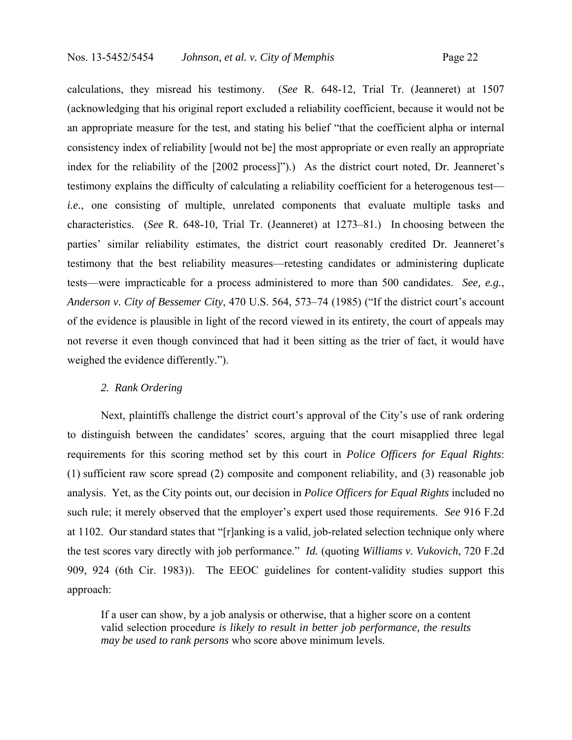calculations, they misread his testimony. (*See* R. 648-12, Trial Tr. (Jeanneret) at 1507 (acknowledging that his original report excluded a reliability coefficient, because it would not be an appropriate measure for the test, and stating his belief "that the coefficient alpha or internal consistency index of reliability [would not be] the most appropriate or even really an appropriate index for the reliability of the [2002 process]").) As the district court noted, Dr. Jeanneret's testimony explains the difficulty of calculating a reliability coefficient for a heterogenous test—*i.e.*, one consisting of multiple, unrelated components that evaluate multiple tasks and characteristics. (*See* R. 648-10, Trial Tr. (Jeanneret) at 1273–81.) In choosing between the parties' similar reliability estimates, the district court reasonably credited Dr. Jeanneret's testimony that the best reliability measures—retesting candidates or administering duplicate tests—were impracticable for a process administered to more than 500 candidates. *See, e.g.*, *Anderson v. City of Bessemer City*, 470 U.S. 564, 573–74 (1985) ("If the district court's account of the evidence is plausible in light of the record viewed in its entirety, the court of appeals may not reverse it even though convinced that had it been sitting as the trier of fact, it would have weighed the evidence differently.").

### *2. Rank Ordering*

Next, plaintiffs challenge the district court's approval of the City's use of rank ordering to distinguish between the candidates' scores, arguing that the court misapplied three legal requirements for this scoring method set by this court in *Police Officers for Equal Rights*: (1) sufficient raw score spread (2) composite and component reliability, and (3) reasonable job analysis. Yet, as the City points out, our decision in *Police Officers for Equal Rights* included no such rule; it merely observed that the employer's expert used those requirements. *See* 916 F.2d at 1102. Our standard states that "[r]anking is a valid, job-related selection technique only where the test scores vary directly with job performance." *Id.* (quoting *Williams v. Vukovich*, 720 F.2d 909, 924 (6th Cir. 1983)). The EEOC guidelines for content-validity studies support this approach:

> If a user can show, by a job analysis or otherwise, that a higher score on a content valid selection procedure *is likely to result in better job performance, the results may be used to rank persons* who score above minimum levels.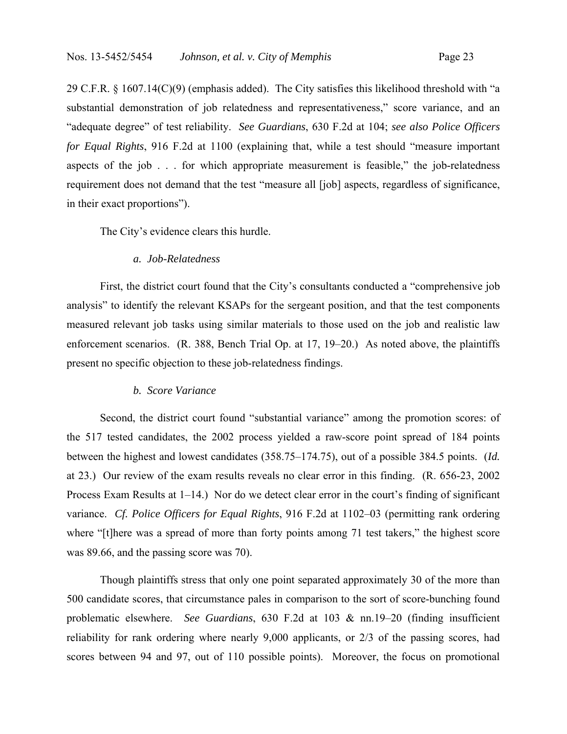29 C.F.R. § 1607.14(C)(9) (emphasis added). The City satisfies this likelihood threshold with "a substantial demonstration of job relatedness and representativeness," score variance, and an "adequate degree" of test reliability. *See Guardians*, 630 F.2d at 104; *see also Police Officers for Equal Rights*, 916 F.2d at 1100 (explaining that, while a test should "measure important aspects of the job . . . for which appropriate measurement is feasible," the job-relatedness requirement does not demand that the test "measure all [job] aspects, regardless of significance, in their exact proportions").

The City's evidence clears this hurdle.

*a. Job-Relatedness*

First, the district court found that the City's consultants conducted a "comprehensive job analysis" to identify the relevant KSAPs for the sergeant position, and that the test components measured relevant job tasks using similar materials to those used on the job and realistic law enforcement scenarios. (R. 388, Bench Trial Op. at 17, 19–20.) As noted above, the plaintiffs present no specific objection to these job-relatedness findings.

*b. Score Variance*

Second, the district court found "substantial variance" among the promotion scores: of the 517 tested candidates, the 2002 process yielded a raw-score point spread of 184 points between the highest and lowest candidates (358.75–174.75), out of a possible 384.5 points. (*Id.* at 23.) Our review of the exam results reveals no clear error in this finding. (R. 656-23, 2002 Process Exam Results at 1–14.) Nor do we detect clear error in the court's finding of significant variance. *Cf. Police Officers for Equal Rights*, 916 F.2d at 1102–03 (permitting rank ordering where "[t]here was a spread of more than forty points among 71 test takers," the highest score was 89.66, and the passing score was 70).

Though plaintiffs stress that only one point separated approximately 30 of the more than 500 candidate scores, that circumstance pales in comparison to the sort of score-bunching found problematic elsewhere. *See Guardians*, 630 F.2d at 103 & nn.19–20 (finding insufficient reliability for rank ordering where nearly 9,000 applicants, or 2/3 of the passing scores, had scores between 94 and 97, out of 110 possible points). Moreover, the focus on promotional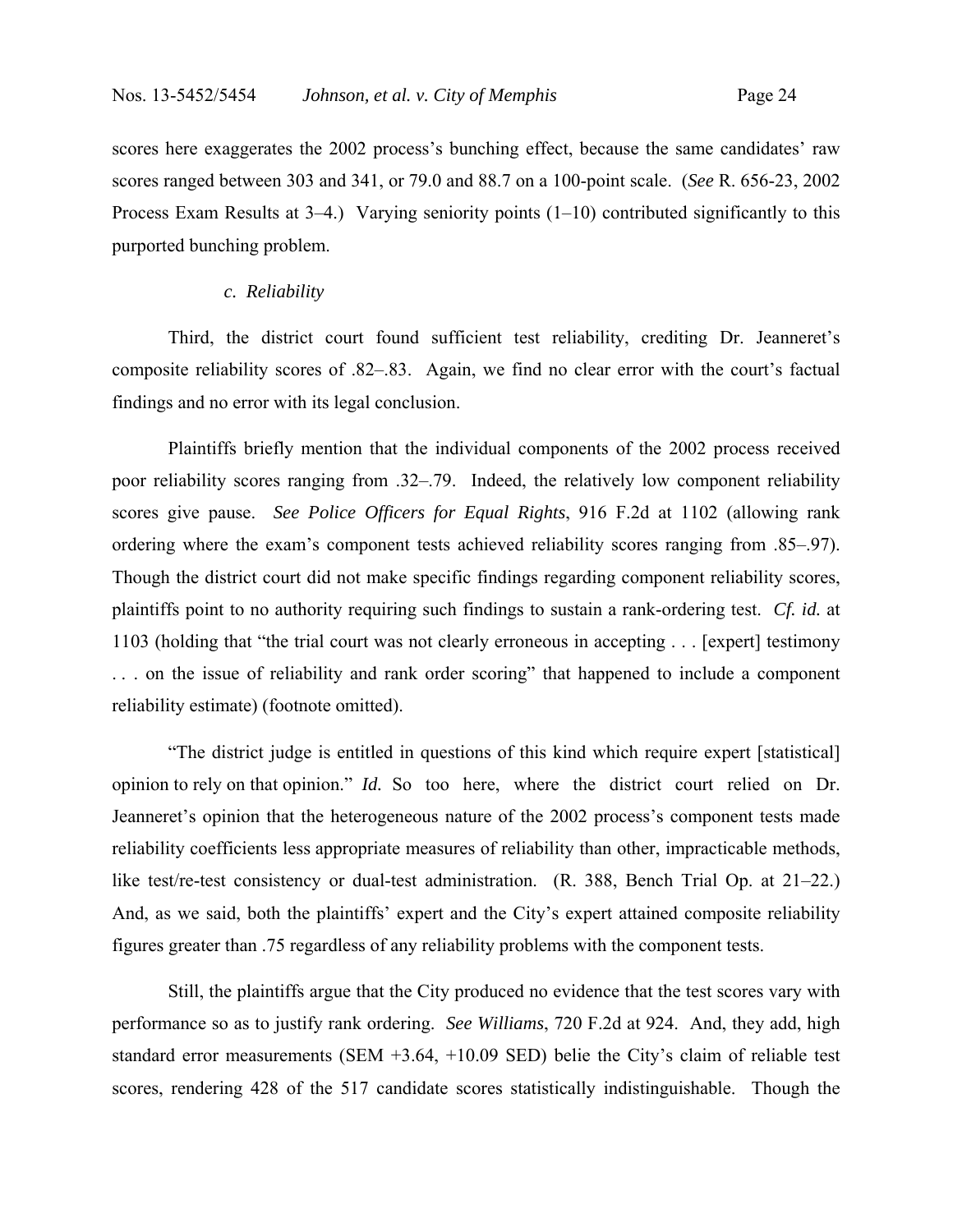scores here exaggerates the 2002 process's bunching effect, because the same candidates' raw scores ranged between 303 and 341, or 79.0 and 88.7 on a 100-point scale. (*See* R. 656-23, 2002 Process Exam Results at 3–4.) Varying seniority points (1–10) contributed significantly to this purported bunching problem.

### *c. Reliability*

Third, the district court found sufficient test reliability, crediting Dr. Jeanneret's composite reliability scores of .82–.83. Again, we find no clear error with the court's factual findings and no error with its legal conclusion.

Plaintiffs briefly mention that the individual components of the 2002 process received poor reliability scores ranging from .32–.79. Indeed, the relatively low component reliability scores give pause. *See Police Officers for Equal Rights*, 916 F.2d at 1102 (allowing rank ordering where the exam's component tests achieved reliability scores ranging from .85–.97). Though the district court did not make specific findings regarding component reliability scores, plaintiffs point to no authority requiring such findings to sustain a rank-ordering test. *Cf. id.* at 1103 (holding that "the trial court was not clearly erroneous in accepting . . . [expert] testimony . . . on the issue of reliability and rank order scoring" that happened to include a component reliability estimate) (footnote omitted).

"The district judge is entitled in questions of this kind which require expert [statistical] opinion to rely on that opinion." *Id.* So too here, where the district court relied on Dr. Jeanneret's opinion that the heterogeneous nature of the 2002 process's component tests made reliability coefficients less appropriate measures of reliability than other, impracticable methods, like test/re-test consistency or dual-test administration. (R. 388, Bench Trial Op. at 21–22.) And, as we said, both the plaintiffs' expert and the City's expert attained composite reliability figures greater than .75 regardless of any reliability problems with the component tests.

Still, the plaintiffs argue that the City produced no evidence that the test scores vary with performance so as to justify rank ordering. *See Williams*, 720 F.2d at 924. And, they add, high standard error measurements (SEM +3.64, +10.09 SED) belie the City's claim of reliable test scores, rendering 428 of the 517 candidate scores statistically indistinguishable. Though the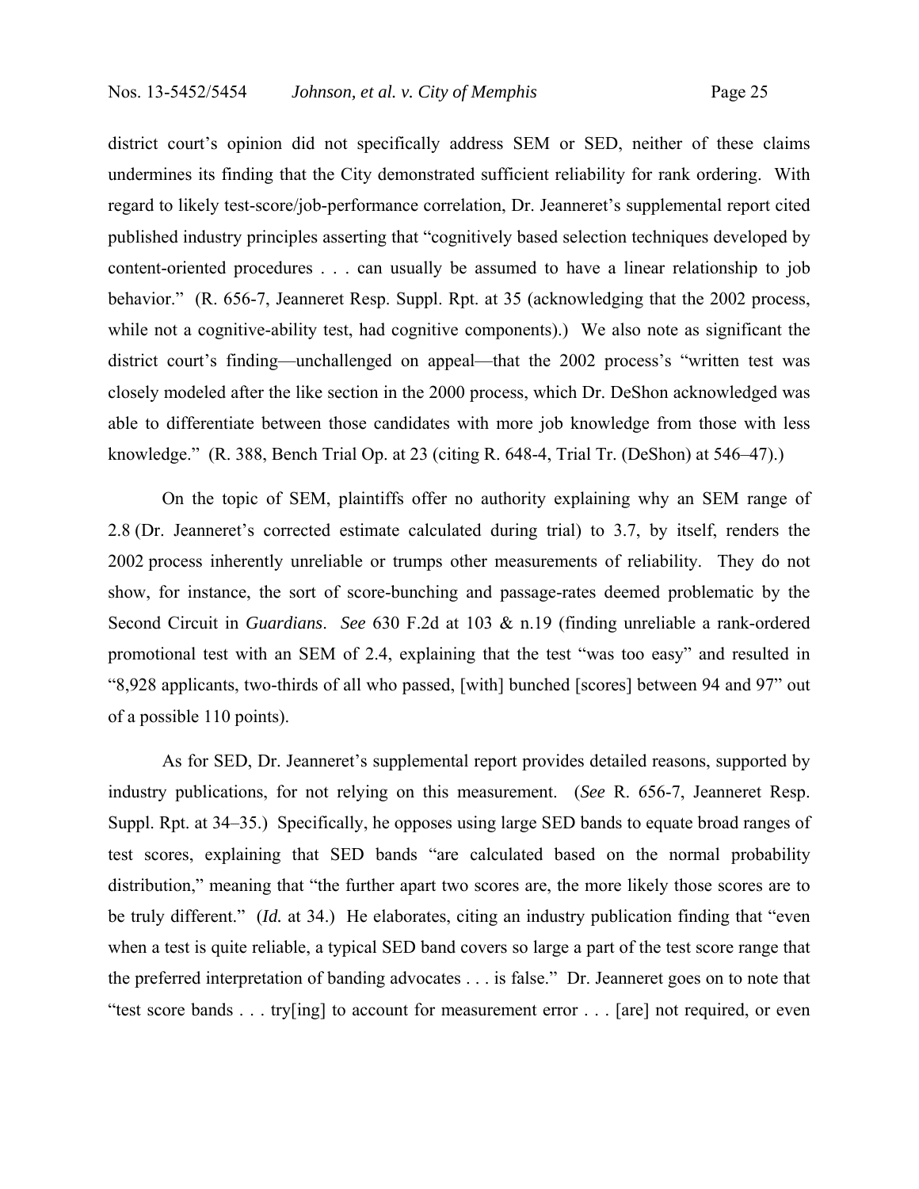district court's opinion did not specifically address SEM or SED, neither of these claims undermines its finding that the City demonstrated sufficient reliability for rank ordering. With regard to likely test-score/job-performance correlation, Dr. Jeanneret's supplemental report cited published industry principles asserting that "cognitively based selection techniques developed by content-oriented procedures . . . can usually be assumed to have a linear relationship to job behavior." (R. 656-7, Jeanneret Resp. Suppl. Rpt. at 35 (acknowledging that the 2002 process, while not a cognitive-ability test, had cognitive components).) We also note as significant the district court's finding—unchallenged on appeal—that the 2002 process's "written test was closely modeled after the like section in the 2000 process, which Dr. DeShon acknowledged was able to differentiate between those candidates with more job knowledge from those with less knowledge." (R. 388, Bench Trial Op. at 23 (citing R. 648-4, Trial Tr. (DeShon) at 546–47).)

On the topic of SEM, plaintiffs offer no authority explaining why an SEM range of 2.8 (Dr. Jeanneret's corrected estimate calculated during trial) to 3.7, by itself, renders the 2002 process inherently unreliable or trumps other measurements of reliability. They do not show, for instance, the sort of score-bunching and passage-rates deemed problematic by the Second Circuit in *Guardians*. *See* 630 F.2d at 103 & n.19 (finding unreliable a rank-ordered promotional test with an SEM of 2.4, explaining that the test "was too easy" and resulted in "8,928 applicants, two-thirds of all who passed, [with] bunched [scores] between 94 and 97" out of a possible 110 points).

As for SED, Dr. Jeanneret's supplemental report provides detailed reasons, supported by industry publications, for not relying on this measurement. (*See* R. 656-7, Jeanneret Resp. Suppl. Rpt. at 34–35.) Specifically, he opposes using large SED bands to equate broad ranges of test scores, explaining that SED bands "are calculated based on the normal probability distribution," meaning that "the further apart two scores are, the more likely those scores are to be truly different." (*Id.* at 34.) He elaborates, citing an industry publication finding that "even when a test is quite reliable, a typical SED band covers so large a part of the test score range that the preferred interpretation of banding advocates . . . is false." Dr. Jeanneret goes on to note that "test score bands . . . try[ing] to account for measurement error . . . [are] not required, or even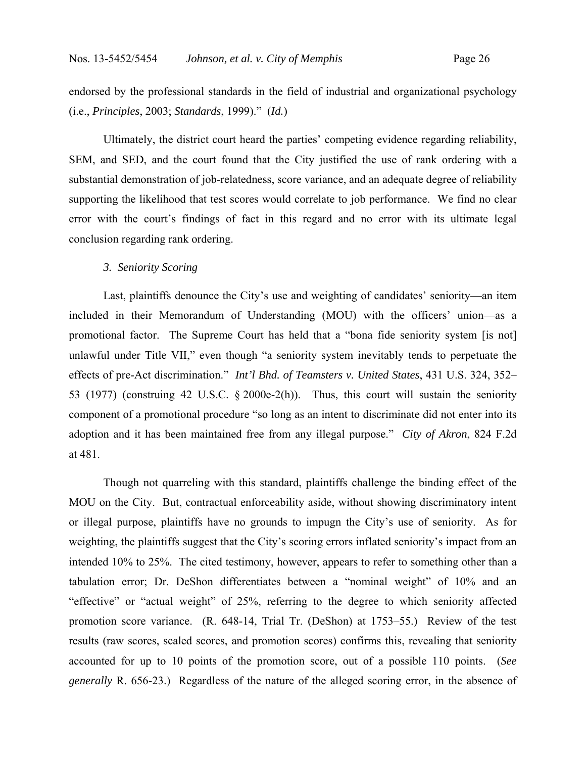endorsed by the professional standards in the field of industrial and organizational psychology (i.e., *Principles*, 2003; *Standards*, 1999)." (*Id.*)

Ultimately, the district court heard the parties' competing evidence regarding reliability, SEM, and SED, and the court found that the City justified the use of rank ordering with a substantial demonstration of job-relatedness, score variance, and an adequate degree of reliability supporting the likelihood that test scores would correlate to job performance. We find no clear error with the court's findings of fact in this regard and no error with its ultimate legal conclusion regarding rank ordering.

### *3. Seniority Scoring*

Last, plaintiffs denounce the City's use and weighting of candidates' seniority—an item included in their Memorandum of Understanding (MOU) with the officers' union—as a promotional factor. The Supreme Court has held that a "bona fide seniority system [is not] unlawful under Title VII," even though "a seniority system inevitably tends to perpetuate the effects of pre-Act discrimination." *Int'l Bhd. of Teamsters v. United States*, 431 U.S. 324, 352–53 (1977) (construing 42 U.S.C. § 2000e-2(h)). Thus, this court will sustain the seniority component of a promotional procedure "so long as an intent to discriminate did not enter into its adoption and it has been maintained free from any illegal purpose." *City of Akron*, 824 F.2d at 481.

Though not quarreling with this standard, plaintiffs challenge the binding effect of the MOU on the City. But, contractual enforceability aside, without showing discriminatory intent or illegal purpose, plaintiffs have no grounds to impugn the City's use of seniority. As for weighting, the plaintiffs suggest that the City's scoring errors inflated seniority's impact from an intended 10% to 25%. The cited testimony, however, appears to refer to something other than a tabulation error; Dr. DeShon differentiates between a "nominal weight" of 10% and an "effective" or "actual weight" of 25%, referring to the degree to which seniority affected promotion score variance. (R. 648-14, Trial Tr. (DeShon) at 1753–55.) Review of the test results (raw scores, scaled scores, and promotion scores) confirms this, revealing that seniority accounted for up to 10 points of the promotion score, out of a possible 110 points. (*See generally* R. 656-23.) Regardless of the nature of the alleged scoring error, in the absence of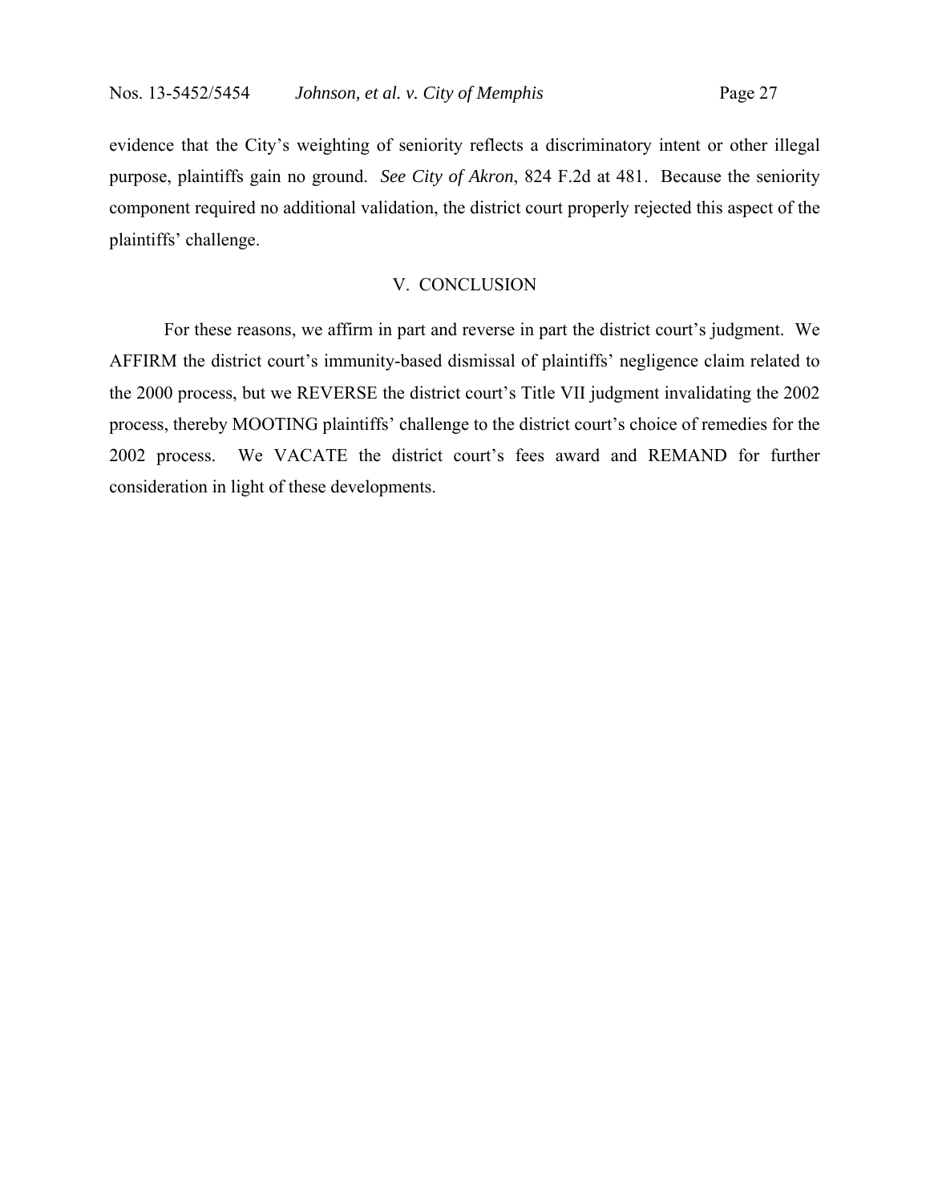evidence that the City's weighting of seniority reflects a discriminatory intent or other illegal purpose, plaintiffs gain no ground. *See City of Akron*, 824 F.2d at 481. Because the seniority component required no additional validation, the district court properly rejected this aspect of the plaintiffs' challenge.

## V. CONCLUSION

For these reasons, we affirm in part and reverse in part the district court's judgment. We AFFIRM the district court's immunity-based dismissal of plaintiffs' negligence claim related to the 2000 process, but we REVERSE the district court's Title VII judgment invalidating the 2002 process, thereby MOOTING plaintiffs' challenge to the district court's choice of remedies for the 2002 process. We VACATE the district court's fees award and REMAND for further consideration in light of these developments.